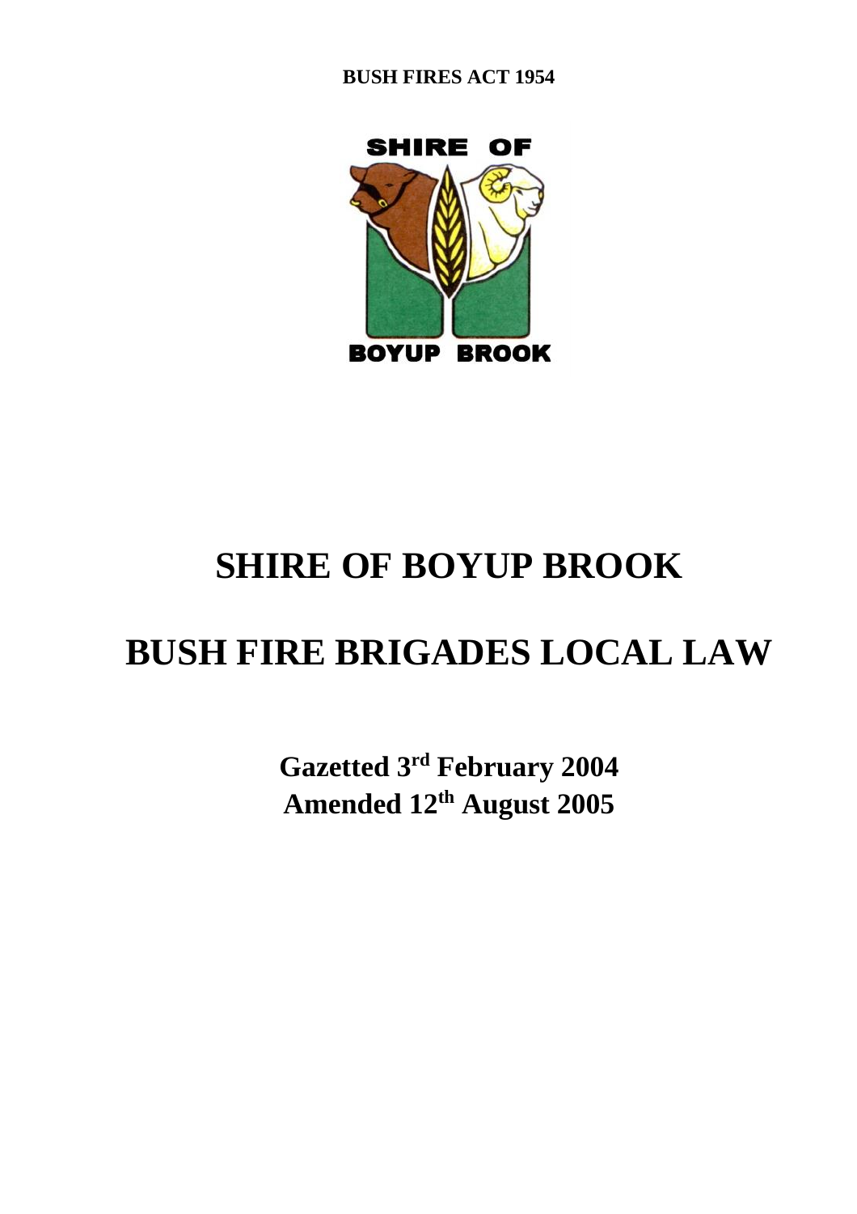**BUSH FIRES ACT 1954**

SHIRE OF

BOYUP BROOK

# SHIRE OF BOYUP BROOK

# BUSH FIRE BRIGADES LOCAL LAW

**Gazetted 3rd February 2004**
**Amended 12th August 2005**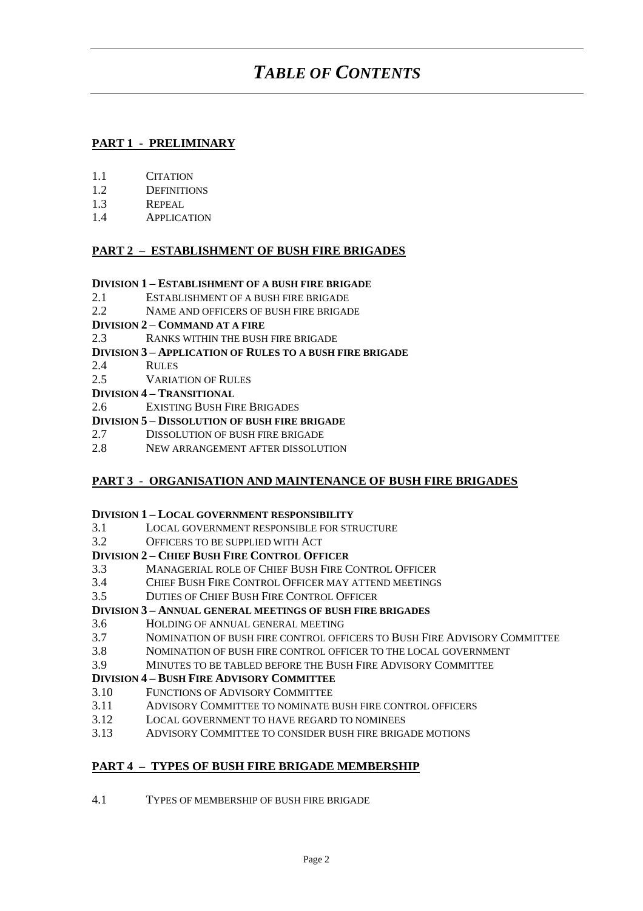# *TABLE OF CONTENTS*

**PART 1 - PRELIMINARY**

1.1 CITATION
1.2 DEFINITIONS
1.3 REPEAL
1.4 APPLICATION

**PART 2 – ESTABLISHMENT OF BUSH FIRE BRIGADES**

**DIVISION 1 – ESTABLISHMENT OF A BUSH FIRE BRIGADE**

2.1 ESTABLISHMENT OF A BUSH FIRE BRIGADE
2.2 NAME AND OFFICERS OF BUSH FIRE BRIGADE

**DIVISION 2 – COMMAND AT A FIRE**

2.3 RANKS WITHIN THE BUSH FIRE BRIGADE

**DIVISION 3 – APPLICATION OF RULES TO A BUSH FIRE BRIGADE**

2.4 RULES
2.5 VARIATION OF RULES

**DIVISION 4 – TRANSITIONAL**

2.6 EXISTING BUSH FIRE BRIGADES

**DIVISION 5 – DISSOLUTION OF BUSH FIRE BRIGADE**

2.7 DISSOLUTION OF BUSH FIRE BRIGADE
2.8 NEW ARRANGEMENT AFTER DISSOLUTION

**PART 3 - ORGANISATION AND MAINTENANCE OF BUSH FIRE BRIGADES**

**DIVISION 1 – LOCAL GOVERNMENT RESPONSIBILITY**

3.1 LOCAL GOVERNMENT RESPONSIBLE FOR STRUCTURE
3.2 OFFICERS TO BE SUPPLIED WITH ACT

**DIVISION 2 – CHIEF BUSH FIRE CONTROL OFFICER**

3.3 MANAGERIAL ROLE OF CHIEF BUSH FIRE CONTROL OFFICER
3.4 CHIEF BUSH FIRE CONTROL OFFICER MAY ATTEND MEETINGS
3.5 DUTIES OF CHIEF BUSH FIRE CONTROL OFFICER

**DIVISION 3 – ANNUAL GENERAL MEETINGS OF BUSH FIRE BRIGADES**

3.6 HOLDING OF ANNUAL GENERAL MEETING
3.7 NOMINATION OF BUSH FIRE CONTROL OFFICERS TO BUSH FIRE ADVISORY COMMITTEE
3.8 NOMINATION OF BUSH FIRE CONTROL OFFICER TO THE LOCAL GOVERNMENT
3.9 MINUTES TO BE TABLED BEFORE THE BUSH FIRE ADVISORY COMMITTEE

**DIVISION 4 – BUSH FIRE ADVISORY COMMITTEE**

3.10 FUNCTIONS OF ADVISORY COMMITTEE
3.11 ADVISORY COMMITTEE TO NOMINATE BUSH FIRE CONTROL OFFICERS
3.12 LOCAL GOVERNMENT TO HAVE REGARD TO NOMINEES
3.13 ADVISORY COMMITTEE TO CONSIDER BUSH FIRE BRIGADE MOTIONS

**PART 4 – TYPES OF BUSH FIRE BRIGADE MEMBERSHIP**

4.1 TYPES OF MEMBERSHIP OF BUSH FIRE BRIGADE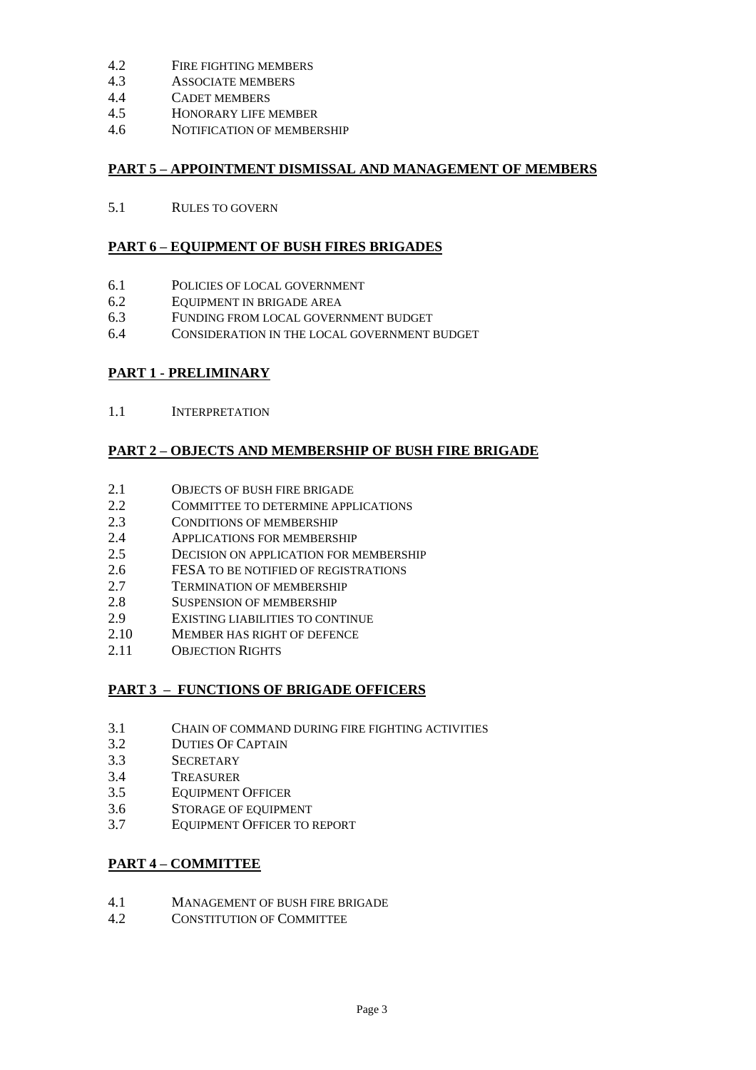4.2 Fire fighting members
4.3 Associate members
4.4 Cadet members
4.5 Honorary life member
4.6 Notification of membership

## PART 5 – APPOINTMENT DISMISSAL AND MANAGEMENT OF MEMBERS

5.1 Rules to govern

## PART 6 – EQUIPMENT OF BUSH FIRES BRIGADES

6.1 Policies of local government
6.2 Equipment in brigade area
6.3 Funding from local government budget
6.4 Consideration in the local government budget

## PART 1 - PRELIMINARY

1.1 Interpretation

## PART 2 – OBJECTS AND MEMBERSHIP OF BUSH FIRE BRIGADE

2.1 Objects of bush fire brigade
2.2 Committee to determine applications
2.3 Conditions of membership
2.4 Applications for membership
2.5 Decision on application for membership
2.6 FESA to be notified of registrations
2.7 Termination of membership
2.8 Suspension of membership
2.9 Existing liabilities to continue
2.10 Member has right of defence
2.11 Objection Rights

## PART 3 – FUNCTIONS OF BRIGADE OFFICERS

3.1 Chain of command during fire fighting activities
3.2 Duties Of Captain
3.3 Secretary
3.4 Treasurer
3.5 Equipment Officer
3.6 Storage of equipment
3.7 Equipment Officer to report

## PART 4 – COMMITTEE

4.1 Management of bush fire brigade
4.2 Constitution of Committee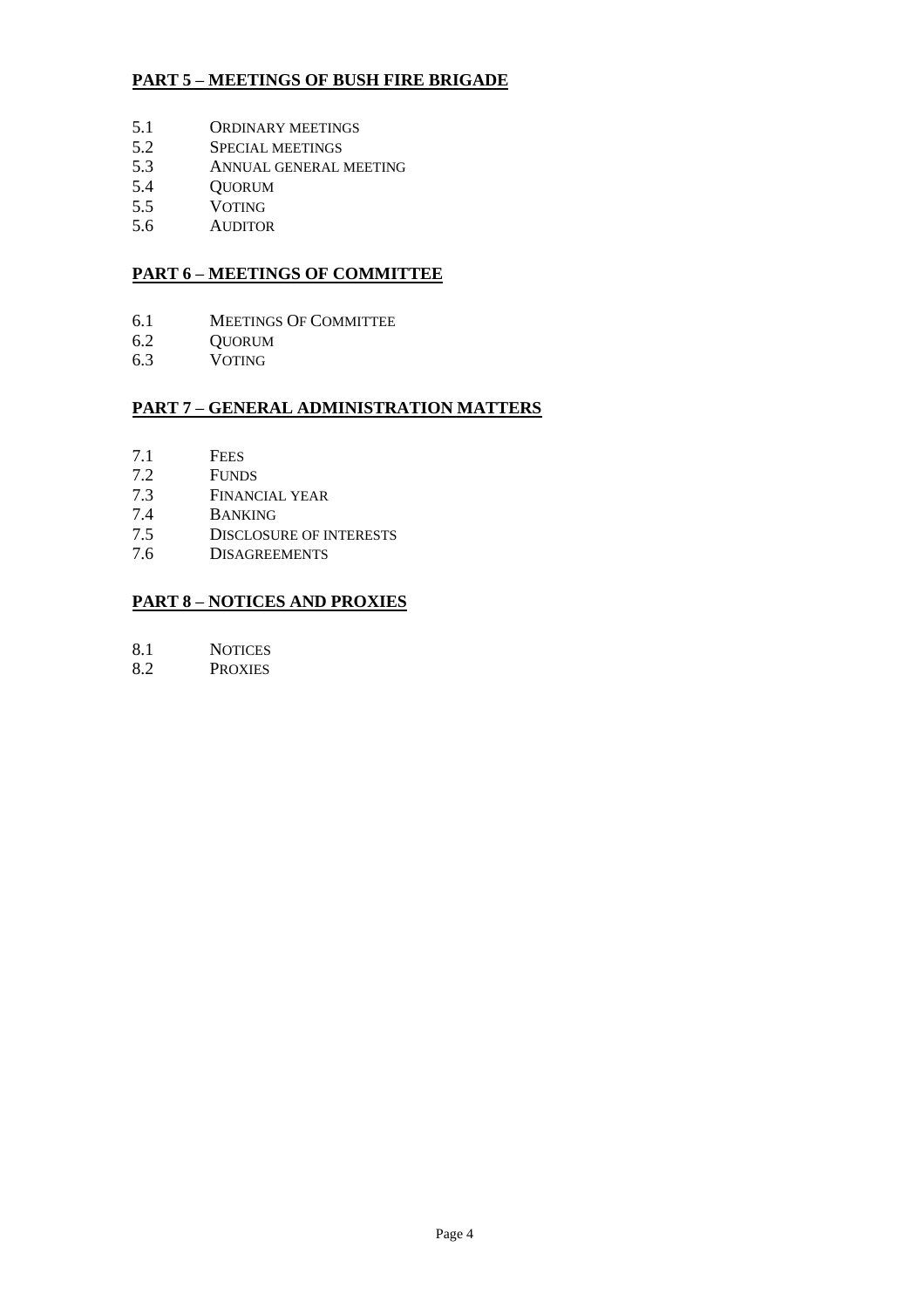**PART 5 – MEETINGS OF BUSH FIRE BRIGADE**

5.1 ORDINARY MEETINGS
5.2 SPECIAL MEETINGS
5.3 ANNUAL GENERAL MEETING
5.4 QUORUM
5.5 VOTING
5.6 AUDITOR

**PART 6 – MEETINGS OF COMMITTEE**

6.1 MEETINGS OF COMMITTEE
6.2 QUORUM
6.3 VOTING

**PART 7 – GENERAL ADMINISTRATION MATTERS**

7.1 FEES
7.2 FUNDS
7.3 FINANCIAL YEAR
7.4 BANKING
7.5 DISCLOSURE OF INTERESTS
7.6 DISAGREEMENTS

**PART 8 – NOTICES AND PROXIES**

8.1 NOTICES
8.2 PROXIES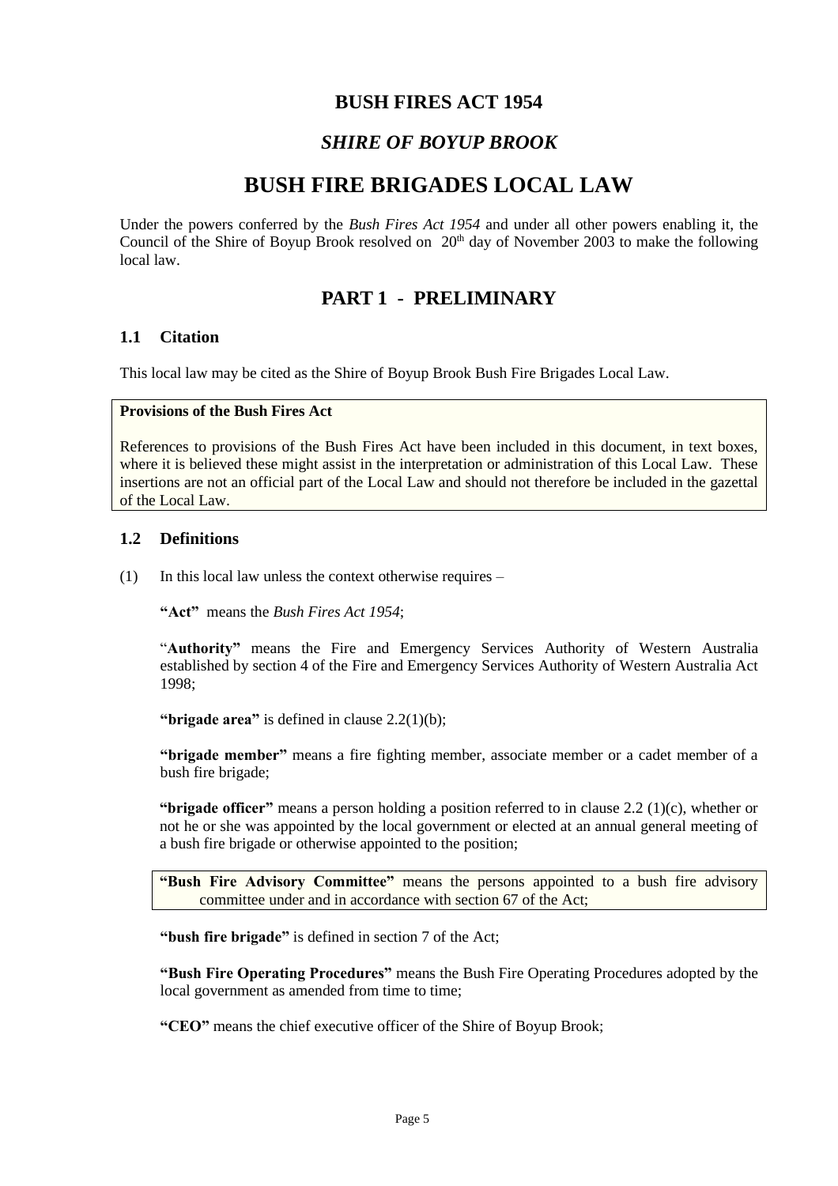# BUSH FIRES ACT 1954

## *SHIRE OF BOYUP BROOK*

# BUSH FIRE BRIGADES LOCAL LAW

Under the powers conferred by the *Bush Fires Act 1954* and under all other powers enabling it, the Council of the Shire of Boyup Brook resolved on 20th day of November 2003 to make the following local law.

## PART 1 - PRELIMINARY

### 1.1 Citation

This local law may be cited as the Shire of Boyup Brook Bush Fire Brigades Local Law.

> **Provisions of the Bush Fires Act**
>
> References to provisions of the Bush Fires Act have been included in this document, in text boxes, where it is believed these might assist in the interpretation or administration of this Local Law. These insertions are not an official part of the Local Law and should not therefore be included in the gazettal of the Local Law.

### 1.2 Definitions

(1) In this local law unless the context otherwise requires –

**"Act"** means the *Bush Fires Act 1954*;

"**Authority"** means the Fire and Emergency Services Authority of Western Australia established by section 4 of the Fire and Emergency Services Authority of Western Australia Act 1998;

**"brigade area"** is defined in clause 2.2(1)(b);

**"brigade member"** means a fire fighting member, associate member or a cadet member of a bush fire brigade;

**"brigade officer"** means a person holding a position referred to in clause 2.2 (1)(c), whether or not he or she was appointed by the local government or elected at an annual general meeting of a bush fire brigade or otherwise appointed to the position;

> **"Bush Fire Advisory Committee"** means the persons appointed to a bush fire advisory committee under and in accordance with section 67 of the Act;

**"bush fire brigade"** is defined in section 7 of the Act;

**"Bush Fire Operating Procedures"** means the Bush Fire Operating Procedures adopted by the local government as amended from time to time;

**"CEO"** means the chief executive officer of the Shire of Boyup Brook;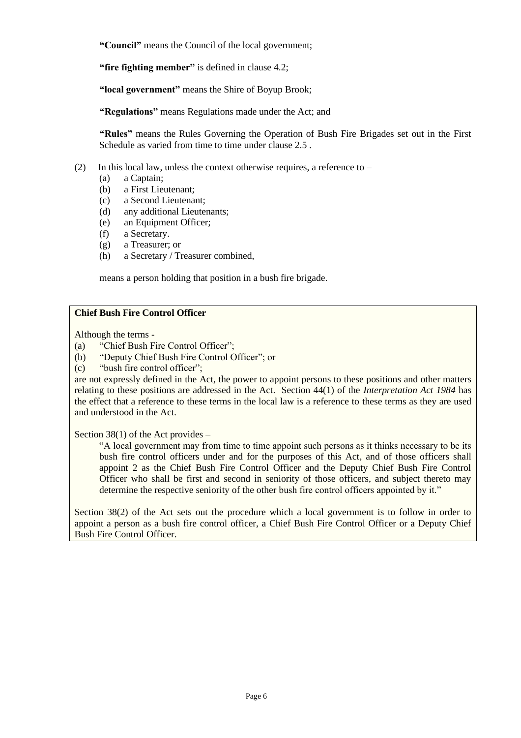**"Council"** means the Council of the local government;

**"fire fighting member"** is defined in clause 4.2;

**"local government"** means the Shire of Boyup Brook;

**"Regulations"** means Regulations made under the Act; and

**"Rules"** means the Rules Governing the Operation of Bush Fire Brigades set out in the First Schedule as varied from time to time under clause 2.5 .

(2) In this local law, unless the context otherwise requires, a reference to –

(a) a Captain;
(b) a First Lieutenant;
(c) a Second Lieutenant;
(d) any additional Lieutenants;
(e) an Equipment Officer;
(f) a Secretary.
(g) a Treasurer; or
(h) a Secretary / Treasurer combined,

means a person holding that position in a bush fire brigade.

**Chief Bush Fire Control Officer**

Although the terms -

(a) "Chief Bush Fire Control Officer";
(b) "Deputy Chief Bush Fire Control Officer"; or
(c) "bush fire control officer";

are not expressly defined in the Act, the power to appoint persons to these positions and other matters relating to these positions are addressed in the Act. Section 44(1) of the *Interpretation Act 1984* has the effect that a reference to these terms in the local law is a reference to these terms as they are used and understood in the Act.

Section 38(1) of the Act provides –

"A local government may from time to time appoint such persons as it thinks necessary to be its bush fire control officers under and for the purposes of this Act, and of those officers shall appoint 2 as the Chief Bush Fire Control Officer and the Deputy Chief Bush Fire Control Officer who shall be first and second in seniority of those officers, and subject thereto may determine the respective seniority of the other bush fire control officers appointed by it."

Section 38(2) of the Act sets out the procedure which a local government is to follow in order to appoint a person as a bush fire control officer, a Chief Bush Fire Control Officer or a Deputy Chief Bush Fire Control Officer.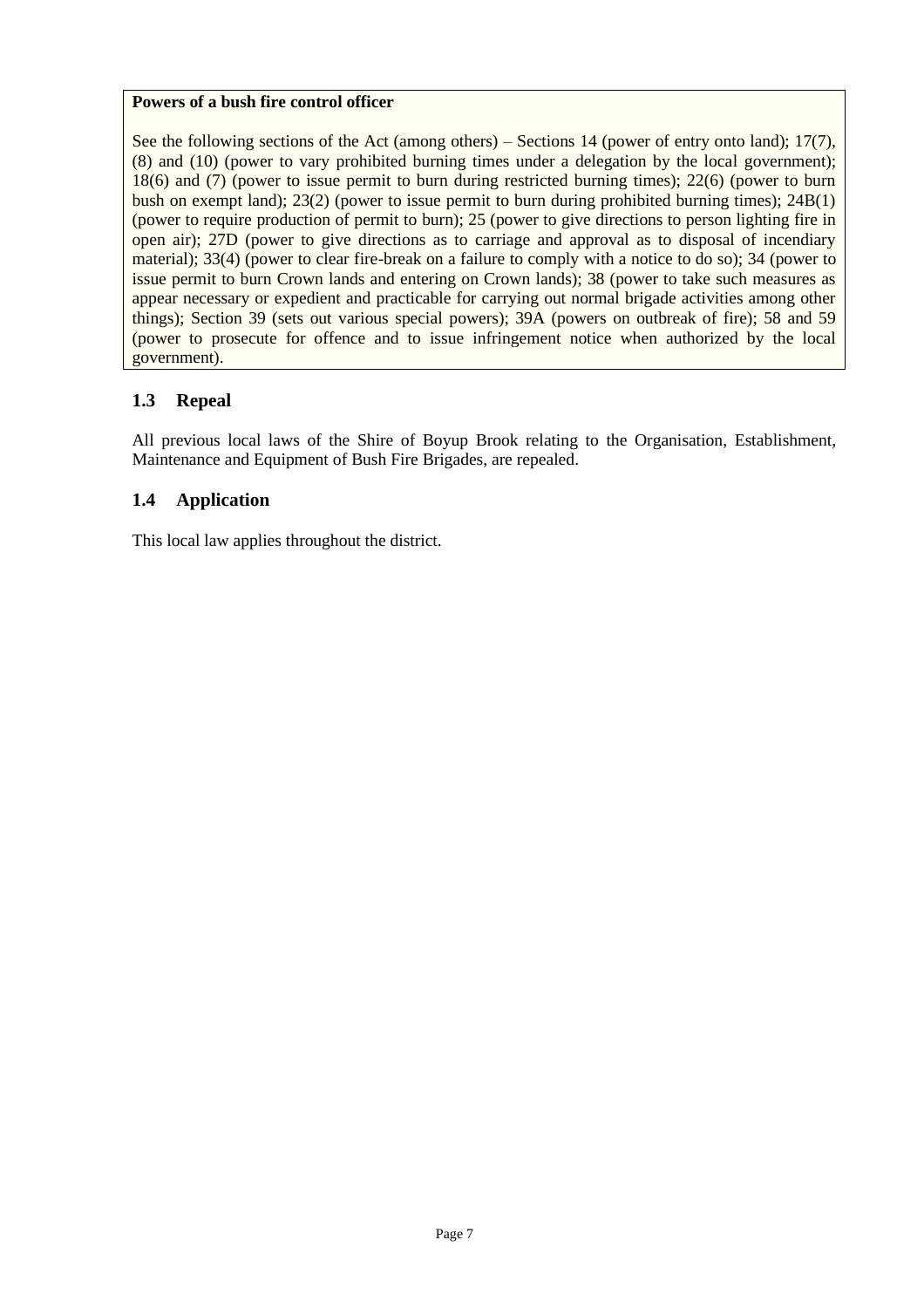**Powers of a bush fire control officer**

See the following sections of the Act (among others) – Sections 14 (power of entry onto land); 17(7), (8) and (10) (power to vary prohibited burning times under a delegation by the local government); 18(6) and (7) (power to issue permit to burn during restricted burning times); 22(6) (power to burn bush on exempt land); 23(2) (power to issue permit to burn during prohibited burning times); 24B(1) (power to require production of permit to burn); 25 (power to give directions to person lighting fire in open air); 27D (power to give directions as to carriage and approval as to disposal of incendiary material); 33(4) (power to clear fire-break on a failure to comply with a notice to do so); 34 (power to issue permit to burn Crown lands and entering on Crown lands); 38 (power to take such measures as appear necessary or expedient and practicable for carrying out normal brigade activities among other things); Section 39 (sets out various special powers); 39A (powers on outbreak of fire); 58 and 59 (power to prosecute for offence and to issue infringement notice when authorized by the local government).

## 1.3 Repeal

All previous local laws of the Shire of Boyup Brook relating to the Organisation, Establishment, Maintenance and Equipment of Bush Fire Brigades, are repealed.

## 1.4 Application

This local law applies throughout the district.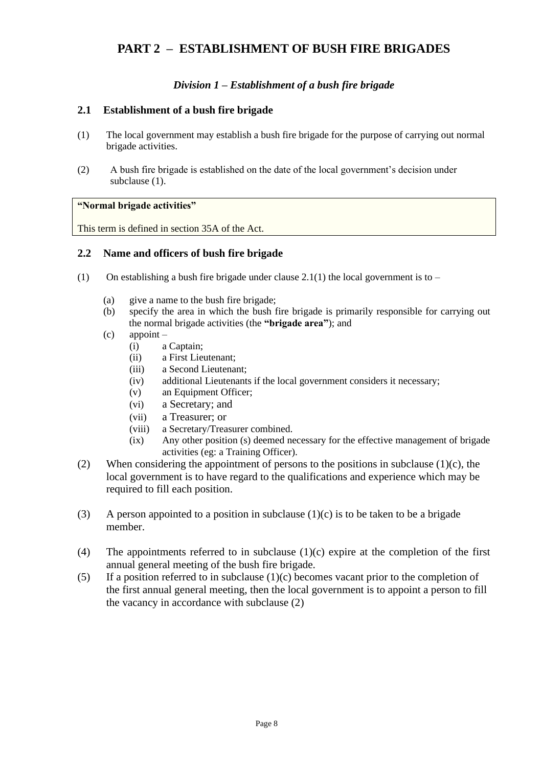# PART 2 – ESTABLISHMENT OF BUSH FIRE BRIGADES

### *Division 1 – Establishment of a bush fire brigade*

### 2.1 Establishment of a bush fire brigade

(1) The local government may establish a bush fire brigade for the purpose of carrying out normal brigade activities.

(2) A bush fire brigade is established on the date of the local government's decision under subclause (1).

> **"Normal brigade activities"**
>
> This term is defined in section 35A of the Act.

### 2.2 Name and officers of bush fire brigade

(1) On establishing a bush fire brigade under clause 2.1(1) the local government is to –

- (a) give a name to the bush fire brigade;
- (b) specify the area in which the bush fire brigade is primarily responsible for carrying out the normal brigade activities (the **"brigade area"**); and
- (c) appoint –
  - (i) a Captain;
  - (ii) a First Lieutenant;
  - (iii) a Second Lieutenant;
  - (iv) additional Lieutenants if the local government considers it necessary;
  - (v) an Equipment Officer;
  - (vi) a Secretary; and
  - (vii) a Treasurer; or
  - (viii) a Secretary/Treasurer combined.
  - (ix) Any other position (s) deemed necessary for the effective management of brigade activities (eg: a Training Officer).

(2) When considering the appointment of persons to the positions in subclause (1)(c), the local government is to have regard to the qualifications and experience which may be required to fill each position.

(3) A person appointed to a position in subclause (1)(c) is to be taken to be a brigade member.

(4) The appointments referred to in subclause (1)(c) expire at the completion of the first annual general meeting of the bush fire brigade.

(5) If a position referred to in subclause (1)(c) becomes vacant prior to the completion of the first annual general meeting, then the local government is to appoint a person to fill the vacancy in accordance with subclause (2)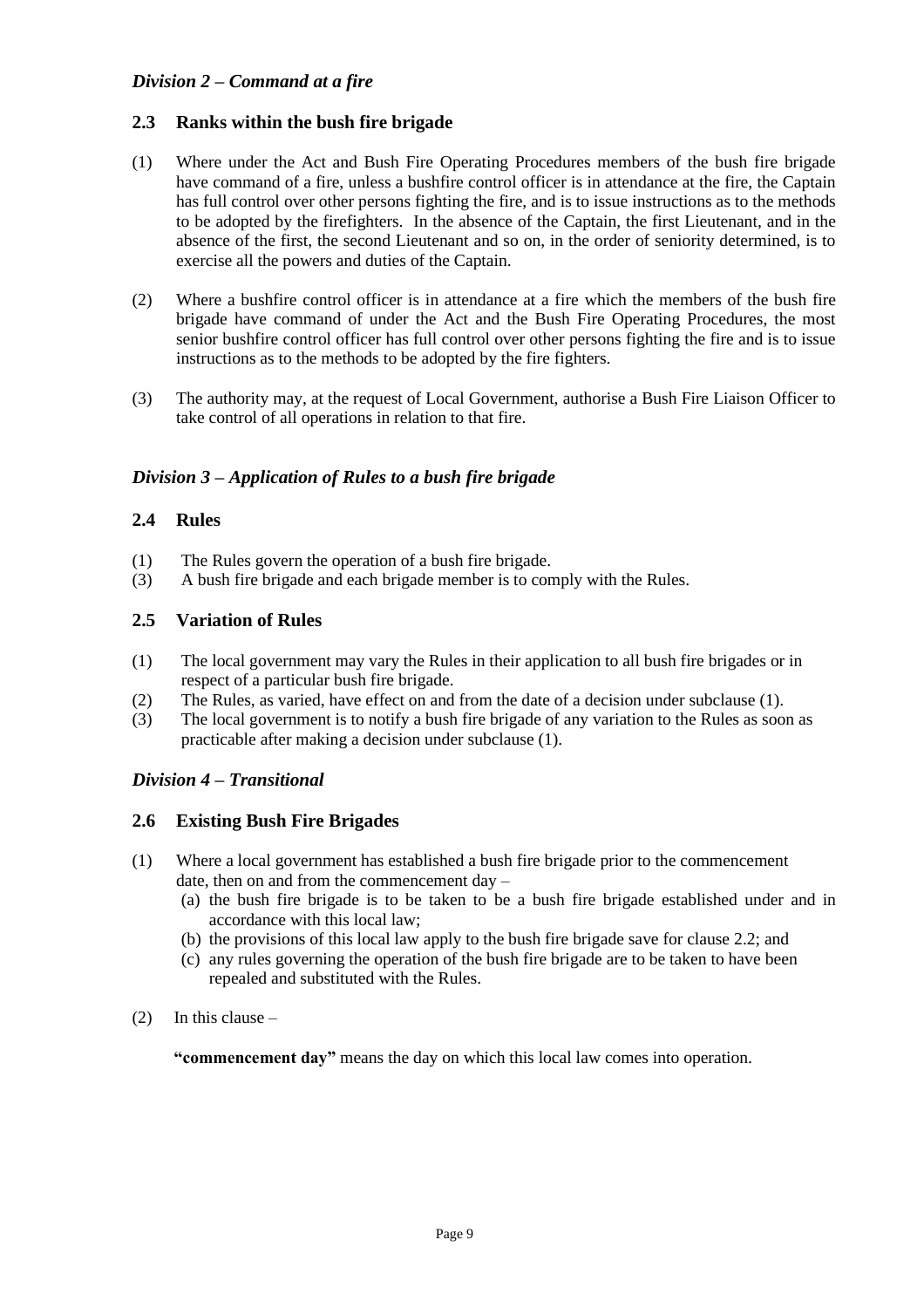### *Division 2 – Command at a fire*

### 2.3 Ranks within the bush fire brigade

(1) Where under the Act and Bush Fire Operating Procedures members of the bush fire brigade have command of a fire, unless a bushfire control officer is in attendance at the fire, the Captain has full control over other persons fighting the fire, and is to issue instructions as to the methods to be adopted by the firefighters. In the absence of the Captain, the first Lieutenant, and in the absence of the first, the second Lieutenant and so on, in the order of seniority determined, is to exercise all the powers and duties of the Captain.

(2) Where a bushfire control officer is in attendance at a fire which the members of the bush fire brigade have command of under the Act and the Bush Fire Operating Procedures, the most senior bushfire control officer has full control over other persons fighting the fire and is to issue instructions as to the methods to be adopted by the fire fighters.

(3) The authority may, at the request of Local Government, authorise a Bush Fire Liaison Officer to take control of all operations in relation to that fire.

### *Division 3 – Application of Rules to a bush fire brigade*

### 2.4 Rules

(1) The Rules govern the operation of a bush fire brigade.
(3) A bush fire brigade and each brigade member is to comply with the Rules.

### 2.5 Variation of Rules

(1) The local government may vary the Rules in their application to all bush fire brigades or in respect of a particular bush fire brigade.
(2) The Rules, as varied, have effect on and from the date of a decision under subclause (1).
(3) The local government is to notify a bush fire brigade of any variation to the Rules as soon as practicable after making a decision under subclause (1).

### *Division 4 – Transitional*

### 2.6 Existing Bush Fire Brigades

(1) Where a local government has established a bush fire brigade prior to the commencement date, then on and from the commencement day –
   (a) the bush fire brigade is to be taken to be a bush fire brigade established under and in accordance with this local law;
   (b) the provisions of this local law apply to the bush fire brigade save for clause 2.2; and
   (c) any rules governing the operation of the bush fire brigade are to be taken to have been repealed and substituted with the Rules.

(2) In this clause –

**"commencement day"** means the day on which this local law comes into operation.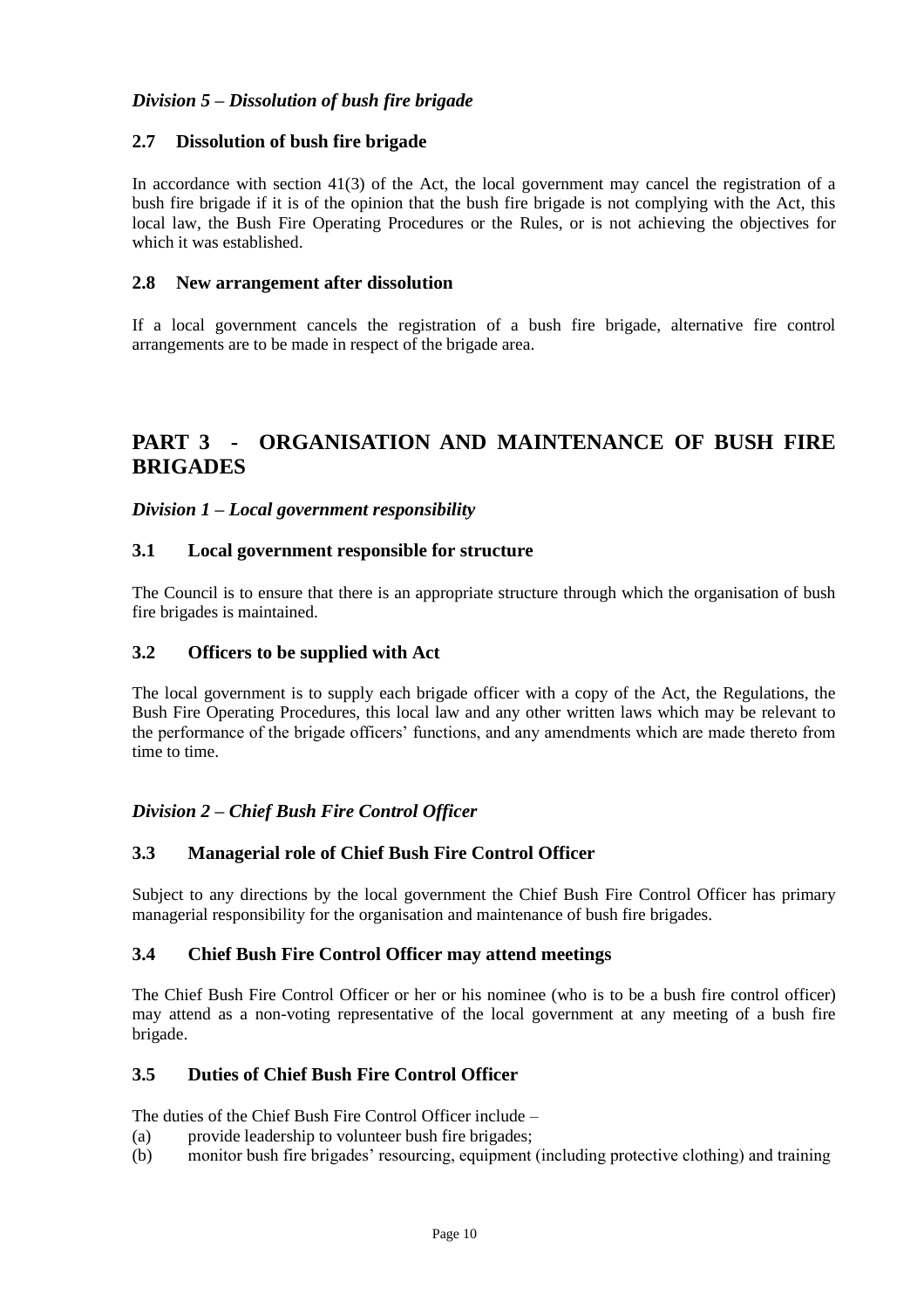### *Division 5 – Dissolution of bush fire brigade*

### 2.7 Dissolution of bush fire brigade

In accordance with section 41(3) of the Act, the local government may cancel the registration of a bush fire brigade if it is of the opinion that the bush fire brigade is not complying with the Act, this local law, the Bush Fire Operating Procedures or the Rules, or is not achieving the objectives for which it was established.

### 2.8 New arrangement after dissolution

If a local government cancels the registration of a bush fire brigade, alternative fire control arrangements are to be made in respect of the brigade area.

## PART 3 - ORGANISATION AND MAINTENANCE OF BUSH FIRE BRIGADES

### *Division 1 – Local government responsibility*

### 3.1 Local government responsible for structure

The Council is to ensure that there is an appropriate structure through which the organisation of bush fire brigades is maintained.

### 3.2 Officers to be supplied with Act

The local government is to supply each brigade officer with a copy of the Act, the Regulations, the Bush Fire Operating Procedures, this local law and any other written laws which may be relevant to the performance of the brigade officers' functions, and any amendments which are made thereto from time to time.

### *Division 2 – Chief Bush Fire Control Officer*

### 3.3 Managerial role of Chief Bush Fire Control Officer

Subject to any directions by the local government the Chief Bush Fire Control Officer has primary managerial responsibility for the organisation and maintenance of bush fire brigades.

### 3.4 Chief Bush Fire Control Officer may attend meetings

The Chief Bush Fire Control Officer or her or his nominee (who is to be a bush fire control officer) may attend as a non-voting representative of the local government at any meeting of a bush fire brigade.

### 3.5 Duties of Chief Bush Fire Control Officer

The duties of the Chief Bush Fire Control Officer include –

(a) provide leadership to volunteer bush fire brigades;

(b) monitor bush fire brigades' resourcing, equipment (including protective clothing) and training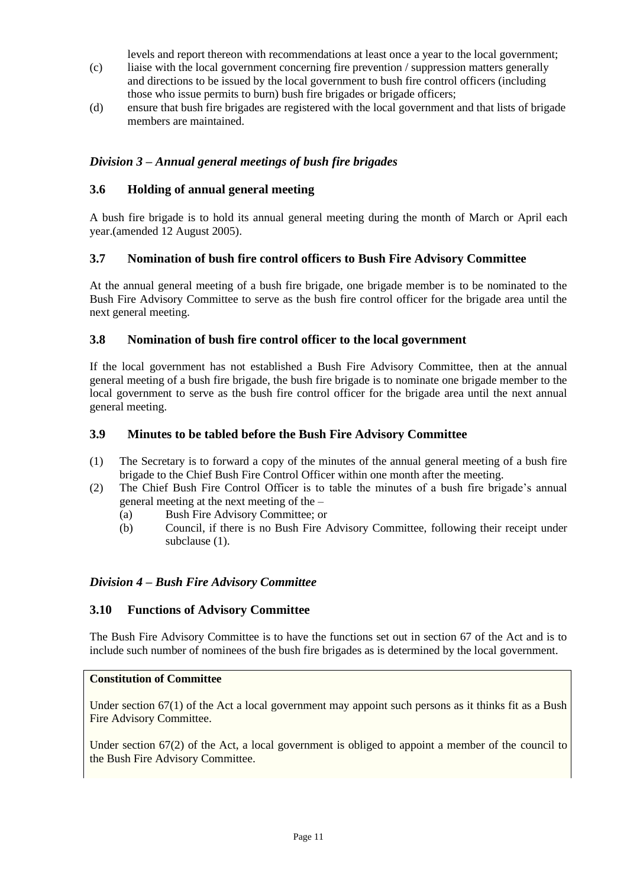levels and report thereon with recommendations at least once a year to the local government;

(c) liaise with the local government concerning fire prevention / suppression matters generally and directions to be issued by the local government to bush fire control officers (including those who issue permits to burn) bush fire brigades or brigade officers;

(d) ensure that bush fire brigades are registered with the local government and that lists of brigade members are maintained.

## *Division 3 – Annual general meetings of bush fire brigades*

### 3.6 Holding of annual general meeting

A bush fire brigade is to hold its annual general meeting during the month of March or April each year.(amended 12 August 2005).

### 3.7 Nomination of bush fire control officers to Bush Fire Advisory Committee

At the annual general meeting of a bush fire brigade, one brigade member is to be nominated to the Bush Fire Advisory Committee to serve as the bush fire control officer for the brigade area until the next general meeting.

### 3.8 Nomination of bush fire control officer to the local government

If the local government has not established a Bush Fire Advisory Committee, then at the annual general meeting of a bush fire brigade, the bush fire brigade is to nominate one brigade member to the local government to serve as the bush fire control officer for the brigade area until the next annual general meeting.

### 3.9 Minutes to be tabled before the Bush Fire Advisory Committee

(1) The Secretary is to forward a copy of the minutes of the annual general meeting of a bush fire brigade to the Chief Bush Fire Control Officer within one month after the meeting.

(2) The Chief Bush Fire Control Officer is to table the minutes of a bush fire brigade's annual general meeting at the next meeting of the –
   (a) Bush Fire Advisory Committee; or
   (b) Council, if there is no Bush Fire Advisory Committee, following their receipt under subclause (1).

## *Division 4 – Bush Fire Advisory Committee*

### 3.10 Functions of Advisory Committee

The Bush Fire Advisory Committee is to have the functions set out in section 67 of the Act and is to include such number of nominees of the bush fire brigades as is determined by the local government.

**Constitution of Committee**

Under section 67(1) of the Act a local government may appoint such persons as it thinks fit as a Bush Fire Advisory Committee.

Under section 67(2) of the Act, a local government is obliged to appoint a member of the council to the Bush Fire Advisory Committee.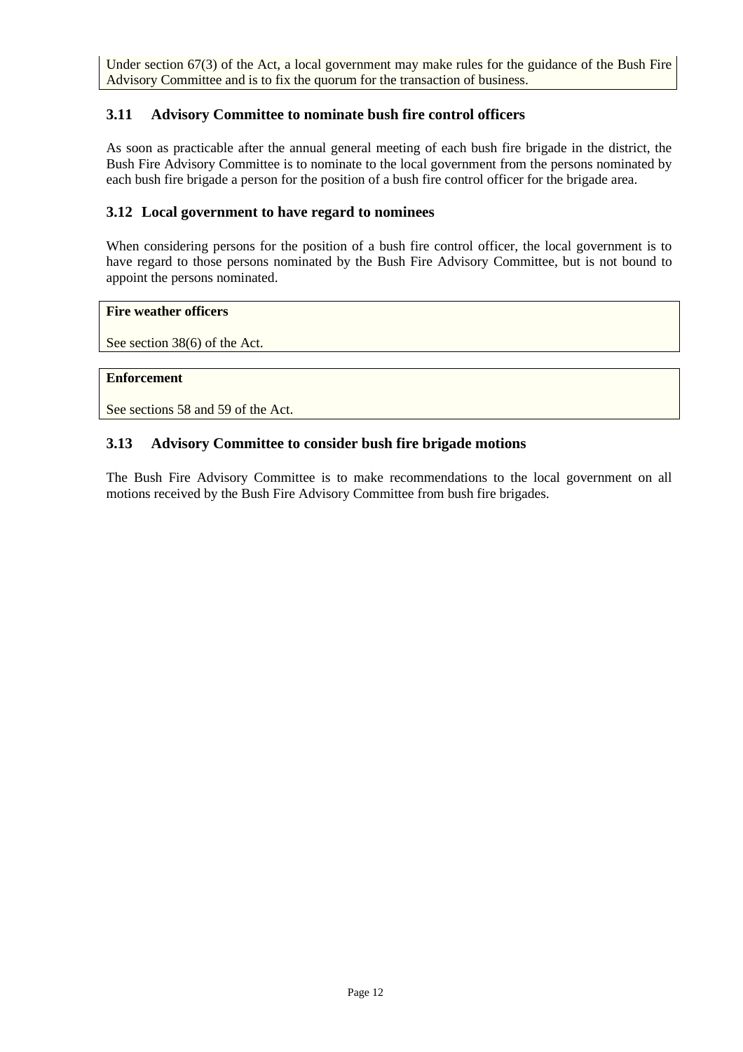Under section 67(3) of the Act, a local government may make rules for the guidance of the Bush Fire Advisory Committee and is to fix the quorum for the transaction of business.

### 3.11 Advisory Committee to nominate bush fire control officers

As soon as practicable after the annual general meeting of each bush fire brigade in the district, the Bush Fire Advisory Committee is to nominate to the local government from the persons nominated by each bush fire brigade a person for the position of a bush fire control officer for the brigade area.

### 3.12 Local government to have regard to nominees

When considering persons for the position of a bush fire control officer, the local government is to have regard to those persons nominated by the Bush Fire Advisory Committee, but is not bound to appoint the persons nominated.

**Fire weather officers**

See section 38(6) of the Act.

**Enforcement**

See sections 58 and 59 of the Act.

### 3.13 Advisory Committee to consider bush fire brigade motions

The Bush Fire Advisory Committee is to make recommendations to the local government on all motions received by the Bush Fire Advisory Committee from bush fire brigades.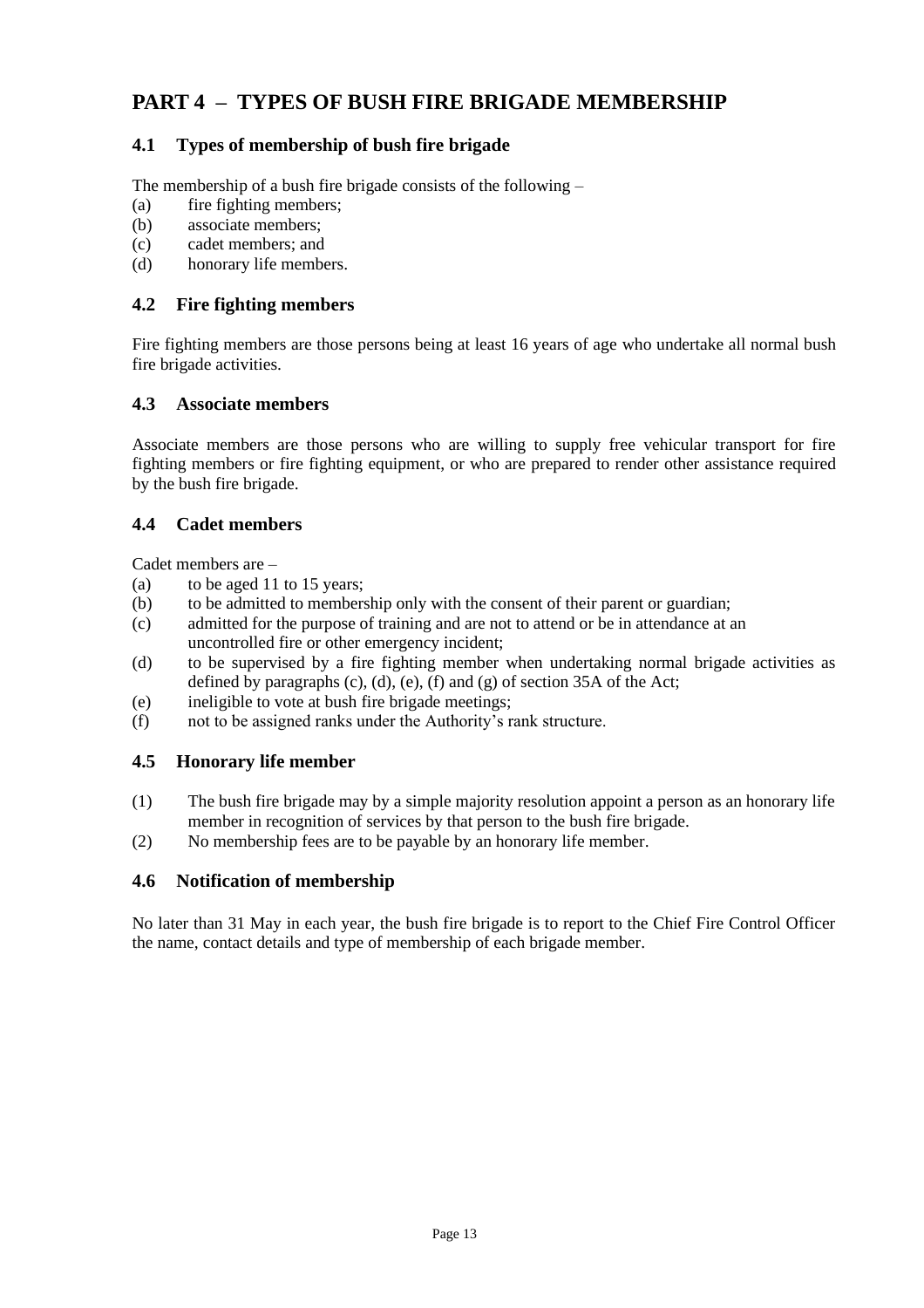# PART 4 – TYPES OF BUSH FIRE BRIGADE MEMBERSHIP

## 4.1 Types of membership of bush fire brigade

The membership of a bush fire brigade consists of the following –

(a) fire fighting members;
(b) associate members;
(c) cadet members; and
(d) honorary life members.

## 4.2 Fire fighting members

Fire fighting members are those persons being at least 16 years of age who undertake all normal bush fire brigade activities.

## 4.3 Associate members

Associate members are those persons who are willing to supply free vehicular transport for fire fighting members or fire fighting equipment, or who are prepared to render other assistance required by the bush fire brigade.

## 4.4 Cadet members

Cadet members are –

(a) to be aged 11 to 15 years;
(b) to be admitted to membership only with the consent of their parent or guardian;
(c) admitted for the purpose of training and are not to attend or be in attendance at an uncontrolled fire or other emergency incident;
(d) to be supervised by a fire fighting member when undertaking normal brigade activities as defined by paragraphs (c), (d), (e), (f) and (g) of section 35A of the Act;
(e) ineligible to vote at bush fire brigade meetings;
(f) not to be assigned ranks under the Authority's rank structure.

## 4.5 Honorary life member

(1) The bush fire brigade may by a simple majority resolution appoint a person as an honorary life member in recognition of services by that person to the bush fire brigade.
(2) No membership fees are to be payable by an honorary life member.

## 4.6 Notification of membership

No later than 31 May in each year, the bush fire brigade is to report to the Chief Fire Control Officer the name, contact details and type of membership of each brigade member.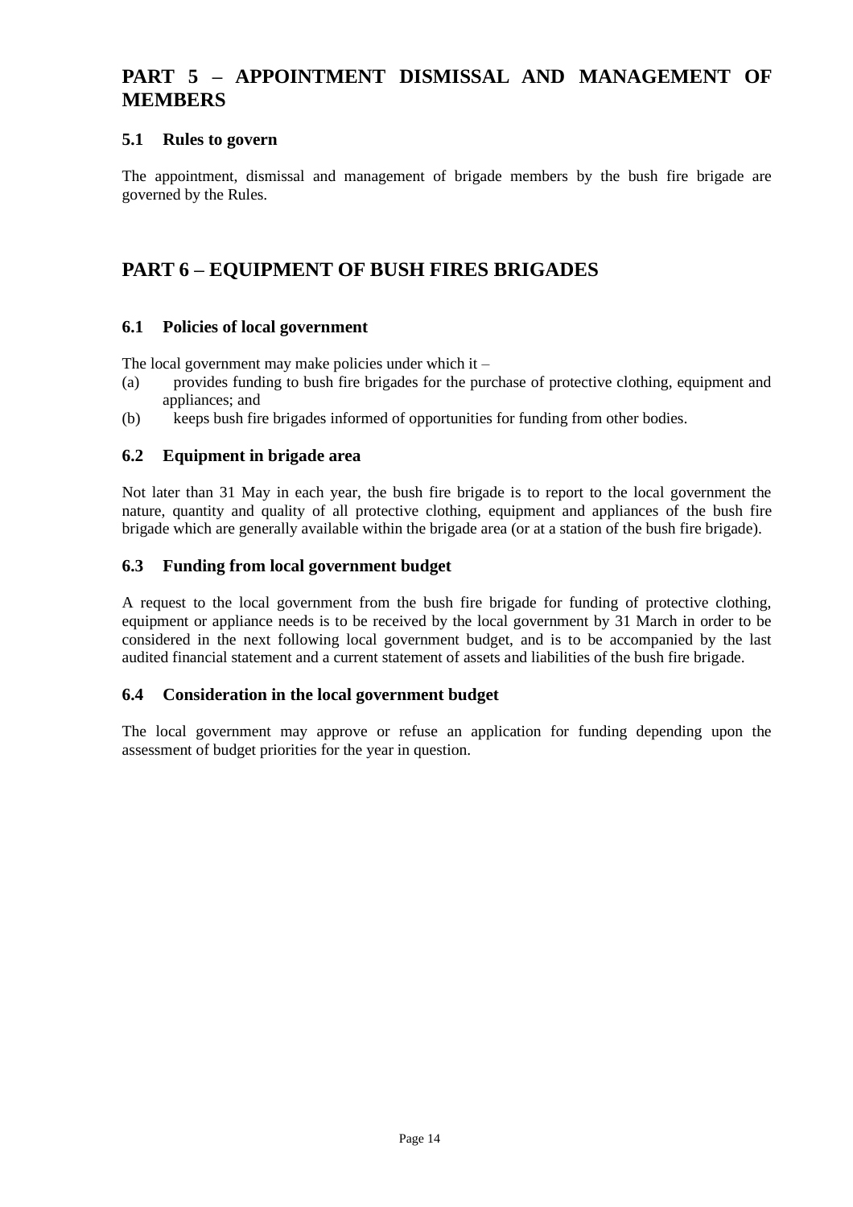## PART 5 – APPOINTMENT DISMISSAL AND MANAGEMENT OF MEMBERS

### 5.1 Rules to govern

The appointment, dismissal and management of brigade members by the bush fire brigade are governed by the Rules.

## PART 6 – EQUIPMENT OF BUSH FIRES BRIGADES

### 6.1 Policies of local government

The local government may make policies under which it –

(a) provides funding to bush fire brigades for the purchase of protective clothing, equipment and appliances; and

(b) keeps bush fire brigades informed of opportunities for funding from other bodies.

### 6.2 Equipment in brigade area

Not later than 31 May in each year, the bush fire brigade is to report to the local government the nature, quantity and quality of all protective clothing, equipment and appliances of the bush fire brigade which are generally available within the brigade area (or at a station of the bush fire brigade).

### 6.3 Funding from local government budget

A request to the local government from the bush fire brigade for funding of protective clothing, equipment or appliance needs is to be received by the local government by 31 March in order to be considered in the next following local government budget, and is to be accompanied by the last audited financial statement and a current statement of assets and liabilities of the bush fire brigade.

### 6.4 Consideration in the local government budget

The local government may approve or refuse an application for funding depending upon the assessment of budget priorities for the year in question.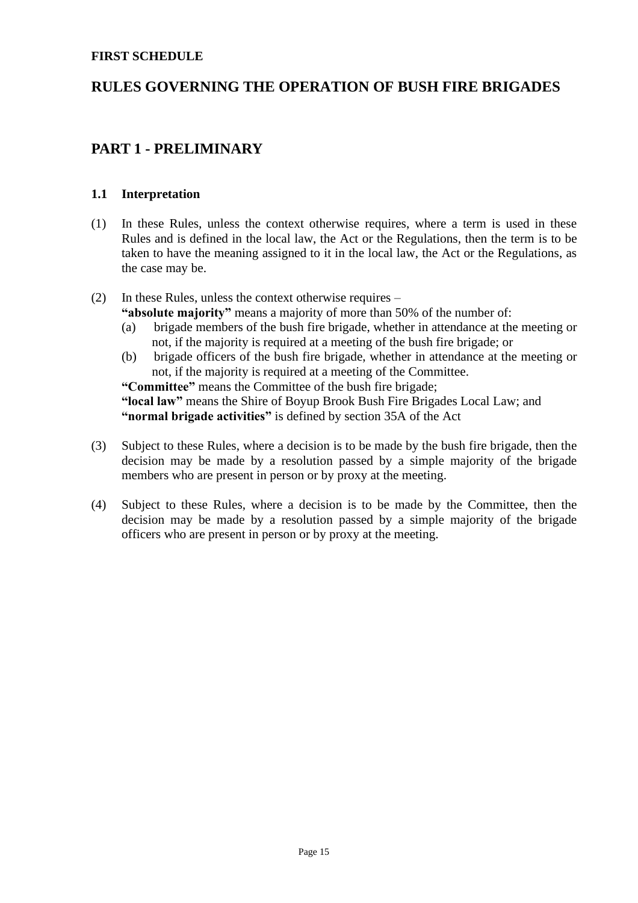**FIRST SCHEDULE**

# RULES GOVERNING THE OPERATION OF BUSH FIRE BRIGADES

## PART 1 - PRELIMINARY

### 1.1 Interpretation

(1) In these Rules, unless the context otherwise requires, where a term is used in these Rules and is defined in the local law, the Act or the Regulations, then the term is to be taken to have the meaning assigned to it in the local law, the Act or the Regulations, as the case may be.

(2) In these Rules, unless the context otherwise requires –

**"absolute majority"** means a majority of more than 50% of the number of:

(a) brigade members of the bush fire brigade, whether in attendance at the meeting or not, if the majority is required at a meeting of the bush fire brigade; or

(b) brigade officers of the bush fire brigade, whether in attendance at the meeting or not, if the majority is required at a meeting of the Committee.

**"Committee"** means the Committee of the bush fire brigade;

**"local law"** means the Shire of Boyup Brook Bush Fire Brigades Local Law; and

**"normal brigade activities"** is defined by section 35A of the Act

(3) Subject to these Rules, where a decision is to be made by the bush fire brigade, then the decision may be made by a resolution passed by a simple majority of the brigade members who are present in person or by proxy at the meeting.

(4) Subject to these Rules, where a decision is to be made by the Committee, then the decision may be made by a resolution passed by a simple majority of the brigade officers who are present in person or by proxy at the meeting.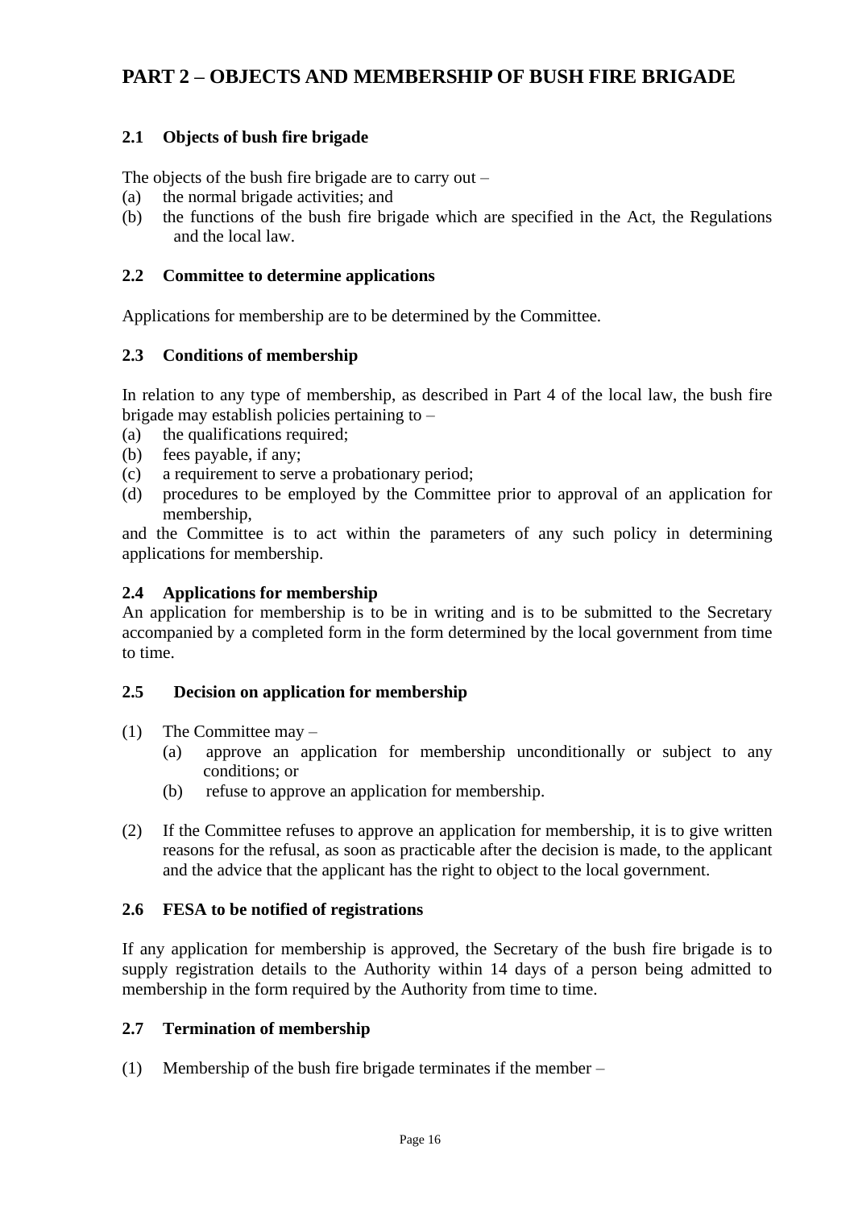# PART 2 – OBJECTS AND MEMBERSHIP OF BUSH FIRE BRIGADE

### 2.1 Objects of bush fire brigade

The objects of the bush fire brigade are to carry out –

(a) the normal brigade activities; and

(b) the functions of the bush fire brigade which are specified in the Act, the Regulations and the local law.

### 2.2 Committee to determine applications

Applications for membership are to be determined by the Committee.

### 2.3 Conditions of membership

In relation to any type of membership, as described in Part 4 of the local law, the bush fire brigade may establish policies pertaining to –

(a) the qualifications required;

(b) fees payable, if any;

(c) a requirement to serve a probationary period;

(d) procedures to be employed by the Committee prior to approval of an application for membership,

and the Committee is to act within the parameters of any such policy in determining applications for membership.

### 2.4 Applications for membership

An application for membership is to be in writing and is to be submitted to the Secretary accompanied by a completed form in the form determined by the local government from time to time.

### 2.5 Decision on application for membership

(1) The Committee may –

  (a) approve an application for membership unconditionally or subject to any conditions; or

  (b) refuse to approve an application for membership.

(2) If the Committee refuses to approve an application for membership, it is to give written reasons for the refusal, as soon as practicable after the decision is made, to the applicant and the advice that the applicant has the right to object to the local government.

### 2.6 FESA to be notified of registrations

If any application for membership is approved, the Secretary of the bush fire brigade is to supply registration details to the Authority within 14 days of a person being admitted to membership in the form required by the Authority from time to time.

### 2.7 Termination of membership

(1) Membership of the bush fire brigade terminates if the member –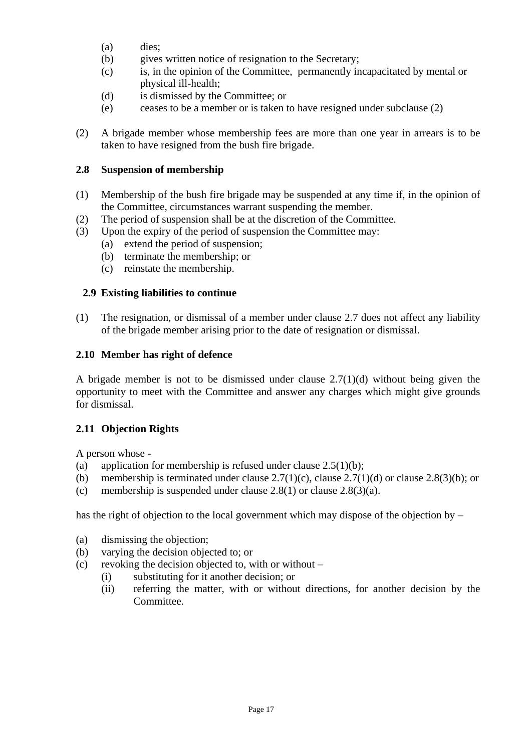(a) dies;
(b) gives written notice of resignation to the Secretary;
(c) is, in the opinion of the Committee, permanently incapacitated by mental or physical ill-health;
(d) is dismissed by the Committee; or
(e) ceases to be a member or is taken to have resigned under subclause (2)

(2) A brigade member whose membership fees are more than one year in arrears is to be taken to have resigned from the bush fire brigade.

### 2.8 Suspension of membership

(1) Membership of the bush fire brigade may be suspended at any time if, in the opinion of the Committee, circumstances warrant suspending the member.
(2) The period of suspension shall be at the discretion of the Committee.
(3) Upon the expiry of the period of suspension the Committee may:
   (a) extend the period of suspension;
   (b) terminate the membership; or
   (c) reinstate the membership.

### 2.9 Existing liabilities to continue

(1) The resignation, or dismissal of a member under clause 2.7 does not affect any liability of the brigade member arising prior to the date of resignation or dismissal.

### 2.10 Member has right of defence

A brigade member is not to be dismissed under clause 2.7(1)(d) without being given the opportunity to meet with the Committee and answer any charges which might give grounds for dismissal.

### 2.11 Objection Rights

A person whose -
(a) application for membership is refused under clause 2.5(1)(b);
(b) membership is terminated under clause 2.7(1)(c), clause 2.7(1)(d) or clause 2.8(3)(b); or
(c) membership is suspended under clause 2.8(1) or clause 2.8(3)(a).

has the right of objection to the local government which may dispose of the objection by –

(a) dismissing the objection;
(b) varying the decision objected to; or
(c) revoking the decision objected to, with or without –
   (i) substituting for it another decision; or
   (ii) referring the matter, with or without directions, for another decision by the Committee.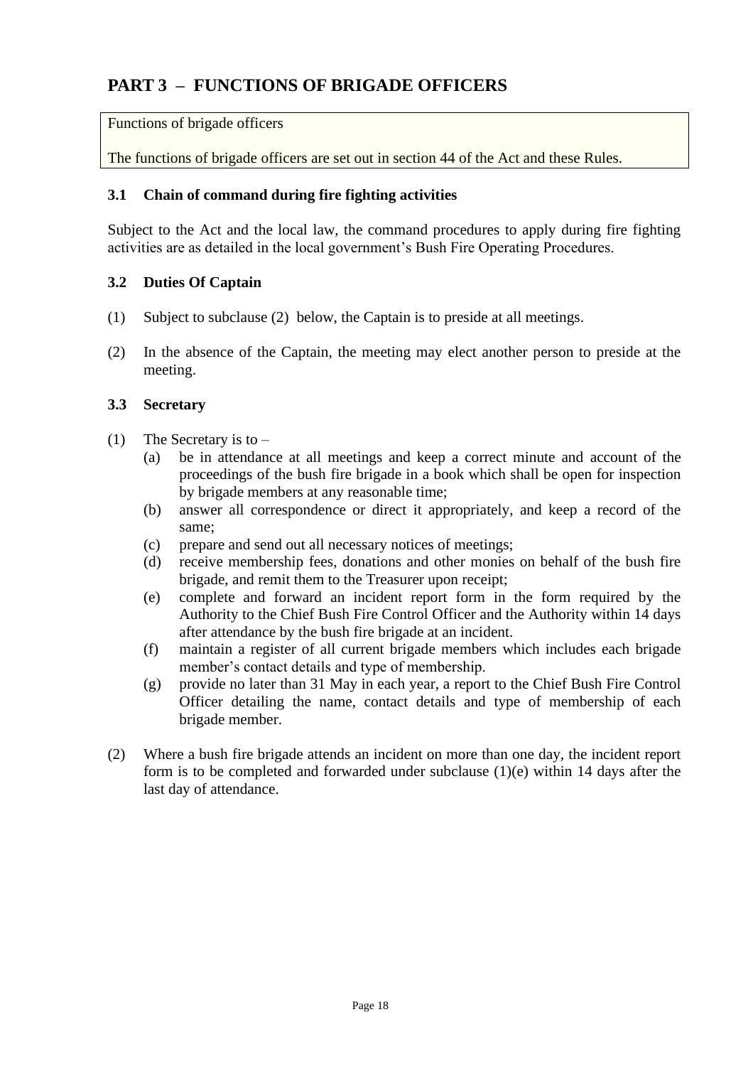# PART 3 – FUNCTIONS OF BRIGADE OFFICERS

> Functions of brigade officers
>
> The functions of brigade officers are set out in section 44 of the Act and these Rules.

### 3.1 Chain of command during fire fighting activities

Subject to the Act and the local law, the command procedures to apply during fire fighting activities are as detailed in the local government's Bush Fire Operating Procedures.

### 3.2 Duties Of Captain

(1) Subject to subclause (2) below, the Captain is to preside at all meetings.

(2) In the absence of the Captain, the meeting may elect another person to preside at the meeting.

### 3.3 Secretary

(1) The Secretary is to –
   - (a) be in attendance at all meetings and keep a correct minute and account of the proceedings of the bush fire brigade in a book which shall be open for inspection by brigade members at any reasonable time;
   - (b) answer all correspondence or direct it appropriately, and keep a record of the same;
   - (c) prepare and send out all necessary notices of meetings;
   - (d) receive membership fees, donations and other monies on behalf of the bush fire brigade, and remit them to the Treasurer upon receipt;
   - (e) complete and forward an incident report form in the form required by the Authority to the Chief Bush Fire Control Officer and the Authority within 14 days after attendance by the bush fire brigade at an incident.
   - (f) maintain a register of all current brigade members which includes each brigade member's contact details and type of membership.
   - (g) provide no later than 31 May in each year, a report to the Chief Bush Fire Control Officer detailing the name, contact details and type of membership of each brigade member.

(2) Where a bush fire brigade attends an incident on more than one day, the incident report form is to be completed and forwarded under subclause (1)(e) within 14 days after the last day of attendance.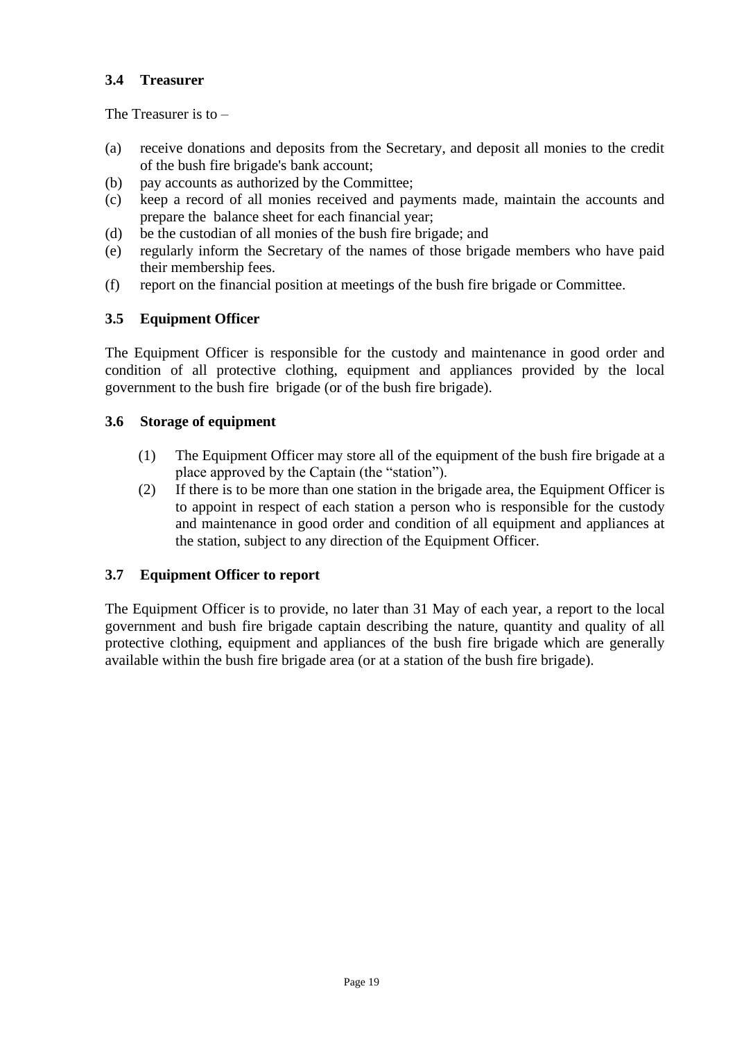### 3.4 Treasurer

The Treasurer is to –

(a) receive donations and deposits from the Secretary, and deposit all monies to the credit of the bush fire brigade's bank account;
(b) pay accounts as authorized by the Committee;
(c) keep a record of all monies received and payments made, maintain the accounts and prepare the balance sheet for each financial year;
(d) be the custodian of all monies of the bush fire brigade; and
(e) regularly inform the Secretary of the names of those brigade members who have paid their membership fees.
(f) report on the financial position at meetings of the bush fire brigade or Committee.

### 3.5 Equipment Officer

The Equipment Officer is responsible for the custody and maintenance in good order and condition of all protective clothing, equipment and appliances provided by the local government to the bush fire brigade (or of the bush fire brigade).

### 3.6 Storage of equipment

(1) The Equipment Officer may store all of the equipment of the bush fire brigade at a place approved by the Captain (the "station").
(2) If there is to be more than one station in the brigade area, the Equipment Officer is to appoint in respect of each station a person who is responsible for the custody and maintenance in good order and condition of all equipment and appliances at the station, subject to any direction of the Equipment Officer.

### 3.7 Equipment Officer to report

The Equipment Officer is to provide, no later than 31 May of each year, a report to the local government and bush fire brigade captain describing the nature, quantity and quality of all protective clothing, equipment and appliances of the bush fire brigade which are generally available within the bush fire brigade area (or at a station of the bush fire brigade).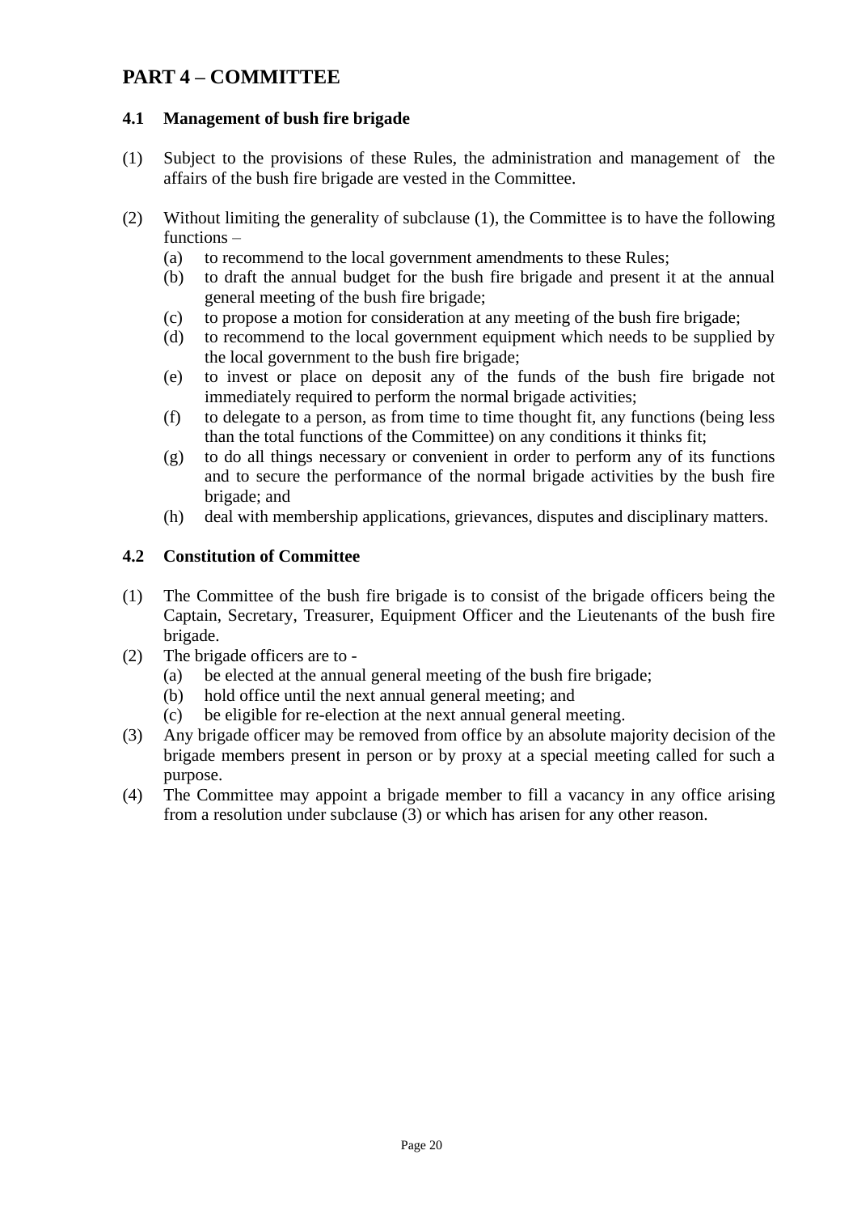# PART 4 – COMMITTEE

### 4.1 Management of bush fire brigade

(1) Subject to the provisions of these Rules, the administration and management of the affairs of the bush fire brigade are vested in the Committee.

(2) Without limiting the generality of subclause (1), the Committee is to have the following functions –

- (a) to recommend to the local government amendments to these Rules;
- (b) to draft the annual budget for the bush fire brigade and present it at the annual general meeting of the bush fire brigade;
- (c) to propose a motion for consideration at any meeting of the bush fire brigade;
- (d) to recommend to the local government equipment which needs to be supplied by the local government to the bush fire brigade;
- (e) to invest or place on deposit any of the funds of the bush fire brigade not immediately required to perform the normal brigade activities;
- (f) to delegate to a person, as from time to time thought fit, any functions (being less than the total functions of the Committee) on any conditions it thinks fit;
- (g) to do all things necessary or convenient in order to perform any of its functions and to secure the performance of the normal brigade activities by the bush fire brigade; and
- (h) deal with membership applications, grievances, disputes and disciplinary matters.

### 4.2 Constitution of Committee

(1) The Committee of the bush fire brigade is to consist of the brigade officers being the Captain, Secretary, Treasurer, Equipment Officer and the Lieutenants of the bush fire brigade.

(2) The brigade officers are to -

- (a) be elected at the annual general meeting of the bush fire brigade;
- (b) hold office until the next annual general meeting; and
- (c) be eligible for re-election at the next annual general meeting.

(3) Any brigade officer may be removed from office by an absolute majority decision of the brigade members present in person or by proxy at a special meeting called for such a purpose.

(4) The Committee may appoint a brigade member to fill a vacancy in any office arising from a resolution under subclause (3) or which has arisen for any other reason.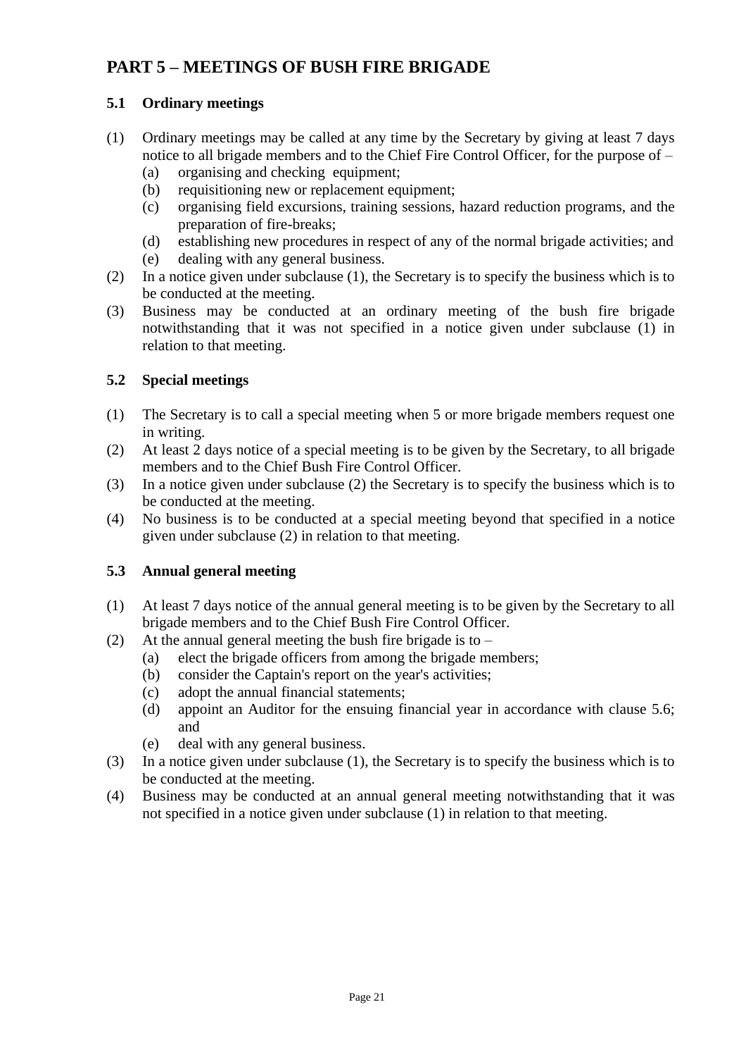# PART 5 – MEETINGS OF BUSH FIRE BRIGADE

## 5.1 Ordinary meetings

(1) Ordinary meetings may be called at any time by the Secretary by giving at least 7 days notice to all brigade members and to the Chief Fire Control Officer, for the purpose of –
   (a) organising and checking equipment;
   (b) requisitioning new or replacement equipment;
   (c) organising field excursions, training sessions, hazard reduction programs, and the preparation of fire-breaks;
   (d) establishing new procedures in respect of any of the normal brigade activities; and
   (e) dealing with any general business.

(2) In a notice given under subclause (1), the Secretary is to specify the business which is to be conducted at the meeting.

(3) Business may be conducted at an ordinary meeting of the bush fire brigade notwithstanding that it was not specified in a notice given under subclause (1) in relation to that meeting.

## 5.2 Special meetings

(1) The Secretary is to call a special meeting when 5 or more brigade members request one in writing.

(2) At least 2 days notice of a special meeting is to be given by the Secretary, to all brigade members and to the Chief Bush Fire Control Officer.

(3) In a notice given under subclause (2) the Secretary is to specify the business which is to be conducted at the meeting.

(4) No business is to be conducted at a special meeting beyond that specified in a notice given under subclause (2) in relation to that meeting.

## 5.3 Annual general meeting

(1) At least 7 days notice of the annual general meeting is to be given by the Secretary to all brigade members and to the Chief Bush Fire Control Officer.

(2) At the annual general meeting the bush fire brigade is to –
   (a) elect the brigade officers from among the brigade members;
   (b) consider the Captain's report on the year's activities;
   (c) adopt the annual financial statements;
   (d) appoint an Auditor for the ensuing financial year in accordance with clause 5.6; and
   (e) deal with any general business.

(3) In a notice given under subclause (1), the Secretary is to specify the business which is to be conducted at the meeting.

(4) Business may be conducted at an annual general meeting notwithstanding that it was not specified in a notice given under subclause (1) in relation to that meeting.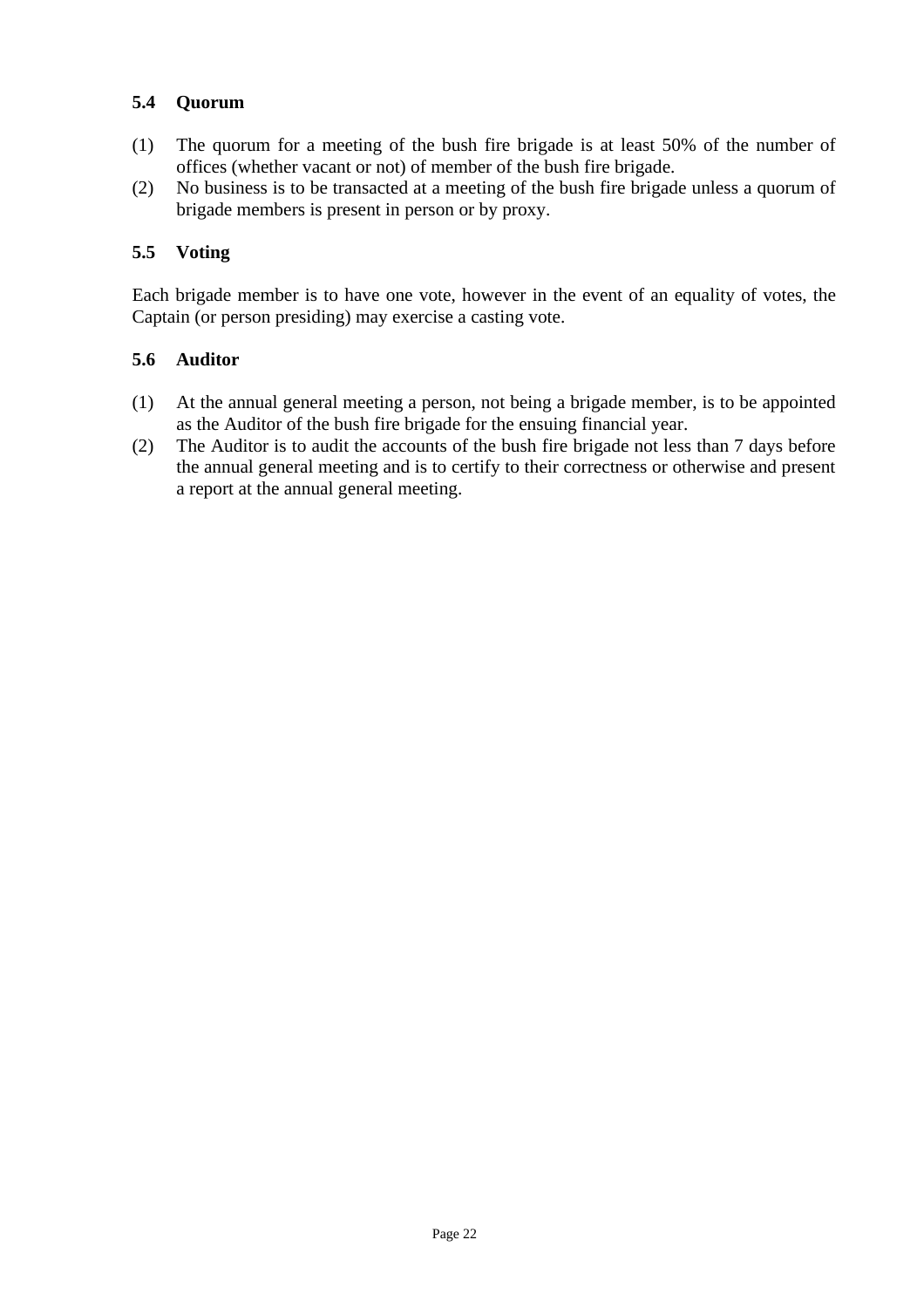### 5.4 Quorum

(1) The quorum for a meeting of the bush fire brigade is at least 50% of the number of offices (whether vacant or not) of member of the bush fire brigade.

(2) No business is to be transacted at a meeting of the bush fire brigade unless a quorum of brigade members is present in person or by proxy.

### 5.5 Voting

Each brigade member is to have one vote, however in the event of an equality of votes, the Captain (or person presiding) may exercise a casting vote.

### 5.6 Auditor

(1) At the annual general meeting a person, not being a brigade member, is to be appointed as the Auditor of the bush fire brigade for the ensuing financial year.

(2) The Auditor is to audit the accounts of the bush fire brigade not less than 7 days before the annual general meeting and is to certify to their correctness or otherwise and present a report at the annual general meeting.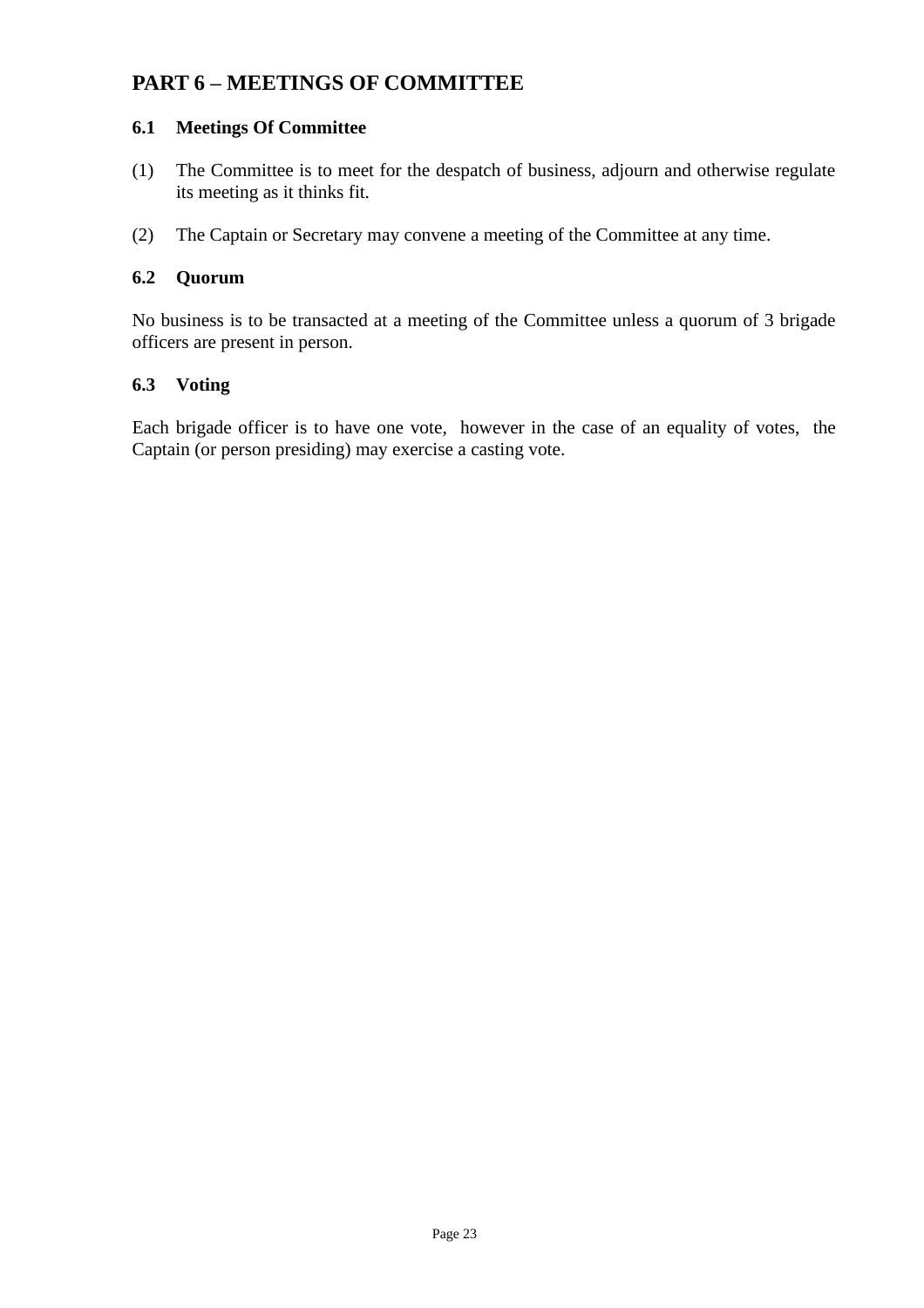## PART 6 – MEETINGS OF COMMITTEE

### 6.1 Meetings Of Committee

(1) The Committee is to meet for the despatch of business, adjourn and otherwise regulate its meeting as it thinks fit.

(2) The Captain or Secretary may convene a meeting of the Committee at any time.

### 6.2 Quorum

No business is to be transacted at a meeting of the Committee unless a quorum of 3 brigade officers are present in person.

### 6.3 Voting

Each brigade officer is to have one vote, however in the case of an equality of votes, the Captain (or person presiding) may exercise a casting vote.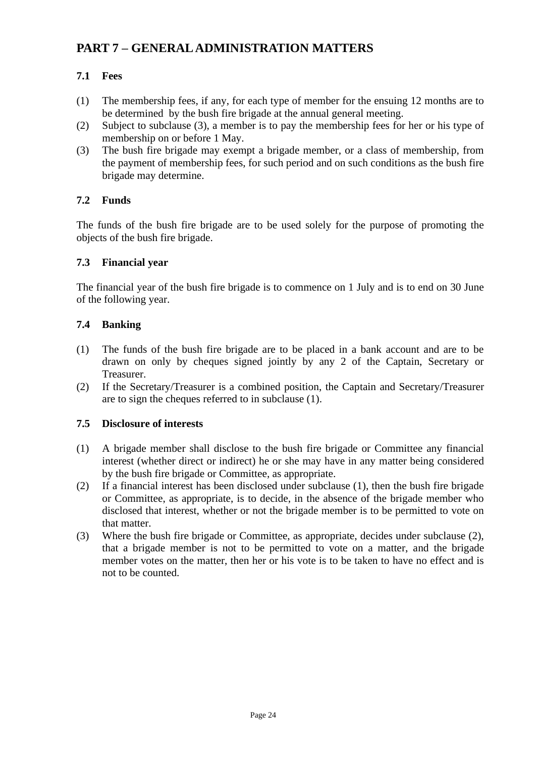# PART 7 – GENERAL ADMINISTRATION MATTERS

### 7.1 Fees

(1) The membership fees, if any, for each type of member for the ensuing 12 months are to be determined by the bush fire brigade at the annual general meeting.

(2) Subject to subclause (3), a member is to pay the membership fees for her or his type of membership on or before 1 May.

(3) The bush fire brigade may exempt a brigade member, or a class of membership, from the payment of membership fees, for such period and on such conditions as the bush fire brigade may determine.

### 7.2 Funds

The funds of the bush fire brigade are to be used solely for the purpose of promoting the objects of the bush fire brigade.

### 7.3 Financial year

The financial year of the bush fire brigade is to commence on 1 July and is to end on 30 June of the following year.

### 7.4 Banking

(1) The funds of the bush fire brigade are to be placed in a bank account and are to be drawn on only by cheques signed jointly by any 2 of the Captain, Secretary or Treasurer.

(2) If the Secretary/Treasurer is a combined position, the Captain and Secretary/Treasurer are to sign the cheques referred to in subclause (1).

### 7.5 Disclosure of interests

(1) A brigade member shall disclose to the bush fire brigade or Committee any financial interest (whether direct or indirect) he or she may have in any matter being considered by the bush fire brigade or Committee, as appropriate.

(2) If a financial interest has been disclosed under subclause (1), then the bush fire brigade or Committee, as appropriate, is to decide, in the absence of the brigade member who disclosed that interest, whether or not the brigade member is to be permitted to vote on that matter.

(3) Where the bush fire brigade or Committee, as appropriate, decides under subclause (2), that a brigade member is not to be permitted to vote on a matter, and the brigade member votes on the matter, then her or his vote is to be taken to have no effect and is not to be counted.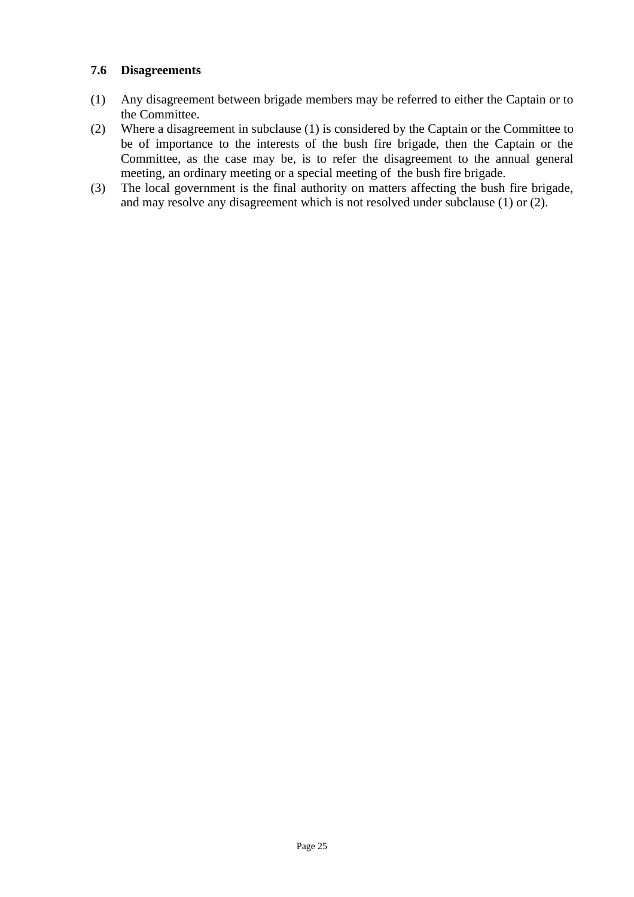### 7.6 Disagreements

(1) Any disagreement between brigade members may be referred to either the Captain or to the Committee.

(2) Where a disagreement in subclause (1) is considered by the Captain or the Committee to be of importance to the interests of the bush fire brigade, then the Captain or the Committee, as the case may be, is to refer the disagreement to the annual general meeting, an ordinary meeting or a special meeting of the bush fire brigade.

(3) The local government is the final authority on matters affecting the bush fire brigade, and may resolve any disagreement which is not resolved under subclause (1) or (2).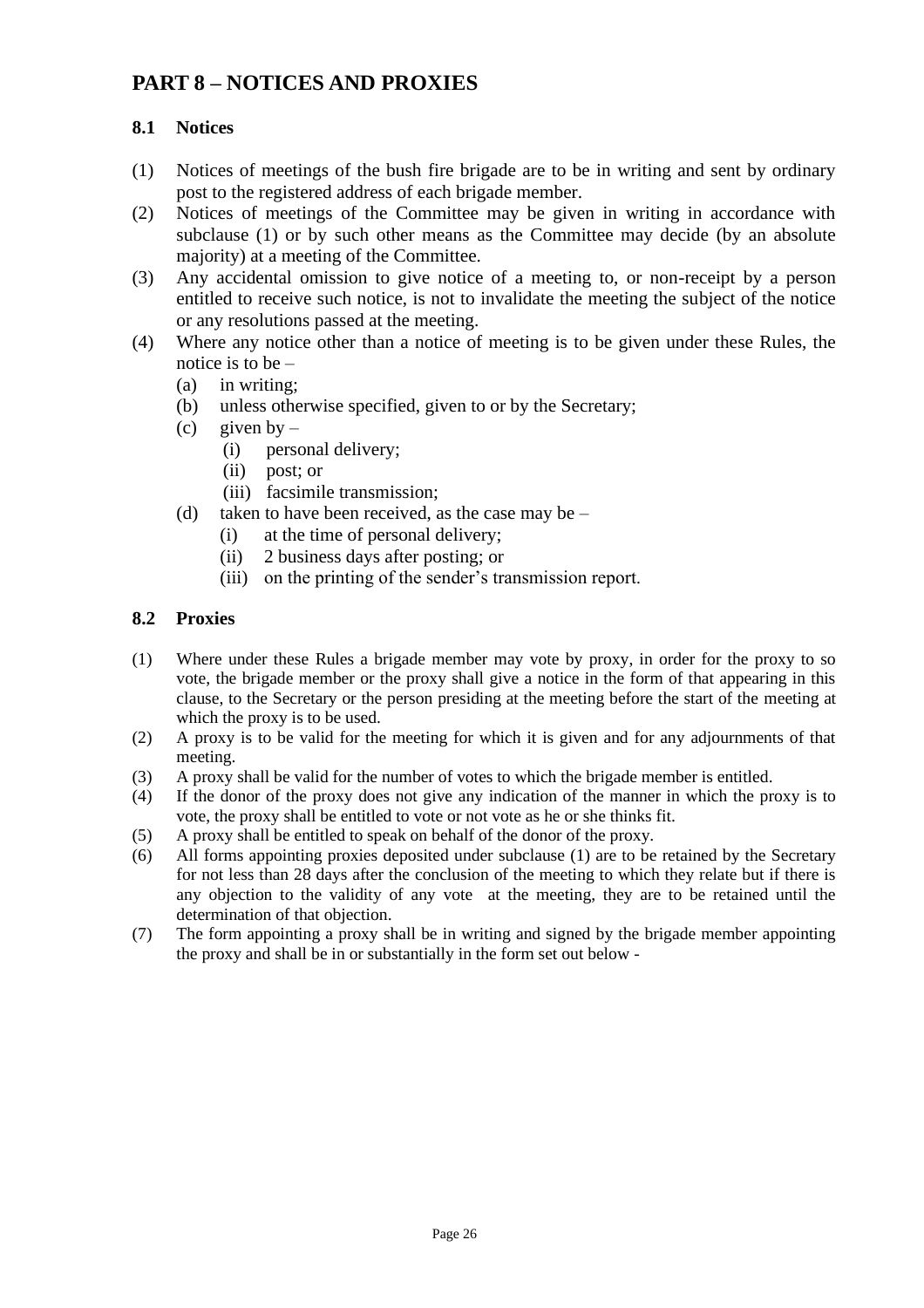# PART 8 – NOTICES AND PROXIES

## 8.1 Notices

(1) Notices of meetings of the bush fire brigade are to be in writing and sent by ordinary post to the registered address of each brigade member.

(2) Notices of meetings of the Committee may be given in writing in accordance with subclause (1) or by such other means as the Committee may decide (by an absolute majority) at a meeting of the Committee.

(3) Any accidental omission to give notice of a meeting to, or non-receipt by a person entitled to receive such notice, is not to invalidate the meeting the subject of the notice or any resolutions passed at the meeting.

(4) Where any notice other than a notice of meeting is to be given under these Rules, the notice is to be –

  (a) in writing;
  (b) unless otherwise specified, given to or by the Secretary;
  (c) given by –
    (i) personal delivery;
    (ii) post; or
    (iii) facsimile transmission;
  (d) taken to have been received, as the case may be –
    (i) at the time of personal delivery;
    (ii) 2 business days after posting; or
    (iii) on the printing of the sender's transmission report.

## 8.2 Proxies

(1) Where under these Rules a brigade member may vote by proxy, in order for the proxy to so vote, the brigade member or the proxy shall give a notice in the form of that appearing in this clause, to the Secretary or the person presiding at the meeting before the start of the meeting at which the proxy is to be used.

(2) A proxy is to be valid for the meeting for which it is given and for any adjournments of that meeting.

(3) A proxy shall be valid for the number of votes to which the brigade member is entitled.

(4) If the donor of the proxy does not give any indication of the manner in which the proxy is to vote, the proxy shall be entitled to vote or not vote as he or she thinks fit.

(5) A proxy shall be entitled to speak on behalf of the donor of the proxy.

(6) All forms appointing proxies deposited under subclause (1) are to be retained by the Secretary for not less than 28 days after the conclusion of the meeting to which they relate but if there is any objection to the validity of any vote at the meeting, they are to be retained until the determination of that objection.

(7) The form appointing a proxy shall be in writing and signed by the brigade member appointing the proxy and shall be in or substantially in the form set out below -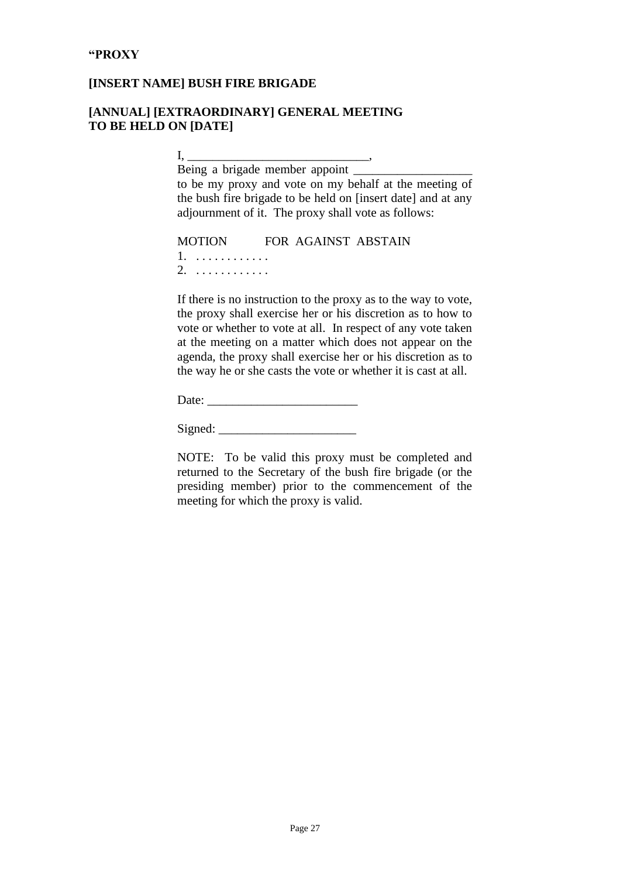**"PROXY**

**[INSERT NAME] BUSH FIRE BRIGADE**

**[ANNUAL] [EXTRAORDINARY] GENERAL MEETING TO BE HELD ON [DATE]**

I, ____________________________,
Being a brigade member appoint __________________ to be my proxy and vote on my behalf at the meeting of the bush fire brigade to be held on [insert date] and at any adjournment of it. The proxy shall vote as follows:

| MOTION | FOR | AGAINST | ABSTAIN |
|---|---|---|---|
| 1. . . . . . . . . . . . . | | | |
| 2. . . . . . . . . . . . . | | | |

If there is no instruction to the proxy as to the way to vote, the proxy shall exercise her or his discretion as to how to vote or whether to vote at all. In respect of any vote taken at the meeting on a matter which does not appear on the agenda, the proxy shall exercise her or his discretion as to the way he or she casts the vote or whether it is cast at all.

Date: _______________________

Signed: ______________________

NOTE: To be valid this proxy must be completed and returned to the Secretary of the bush fire brigade (or the presiding member) prior to the commencement of the meeting for which the proxy is valid.